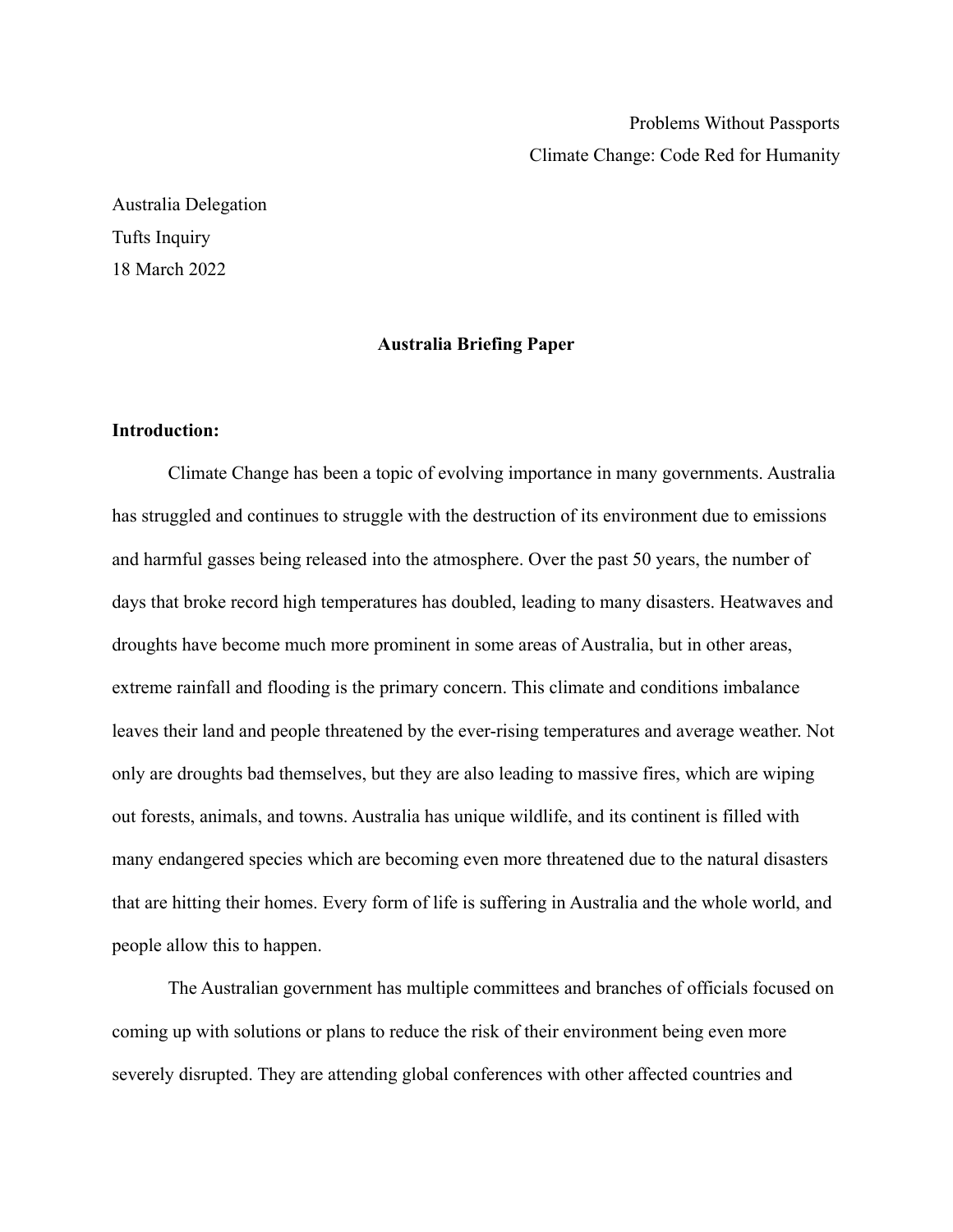Problems Without Passports
Climate Change: Code Red for Humanity

Australia Delegation
Tufts Inquiry
18 March 2022

**Australia Briefing Paper**

**Introduction:**

Climate Change has been a topic of evolving importance in many governments. Australia has struggled and continues to struggle with the destruction of its environment due to emissions and harmful gasses being released into the atmosphere. Over the past 50 years, the number of days that broke record high temperatures has doubled, leading to many disasters. Heatwaves and droughts have become much more prominent in some areas of Australia, but in other areas, extreme rainfall and flooding is the primary concern. This climate and conditions imbalance leaves their land and people threatened by the ever-rising temperatures and average weather. Not only are droughts bad themselves, but they are also leading to massive fires, which are wiping out forests, animals, and towns. Australia has unique wildlife, and its continent is filled with many endangered species which are becoming even more threatened due to the natural disasters that are hitting their homes. Every form of life is suffering in Australia and the whole world, and people allow this to happen.

The Australian government has multiple committees and branches of officials focused on coming up with solutions or plans to reduce the risk of their environment being even more severely disrupted. They are attending global conferences with other affected countries and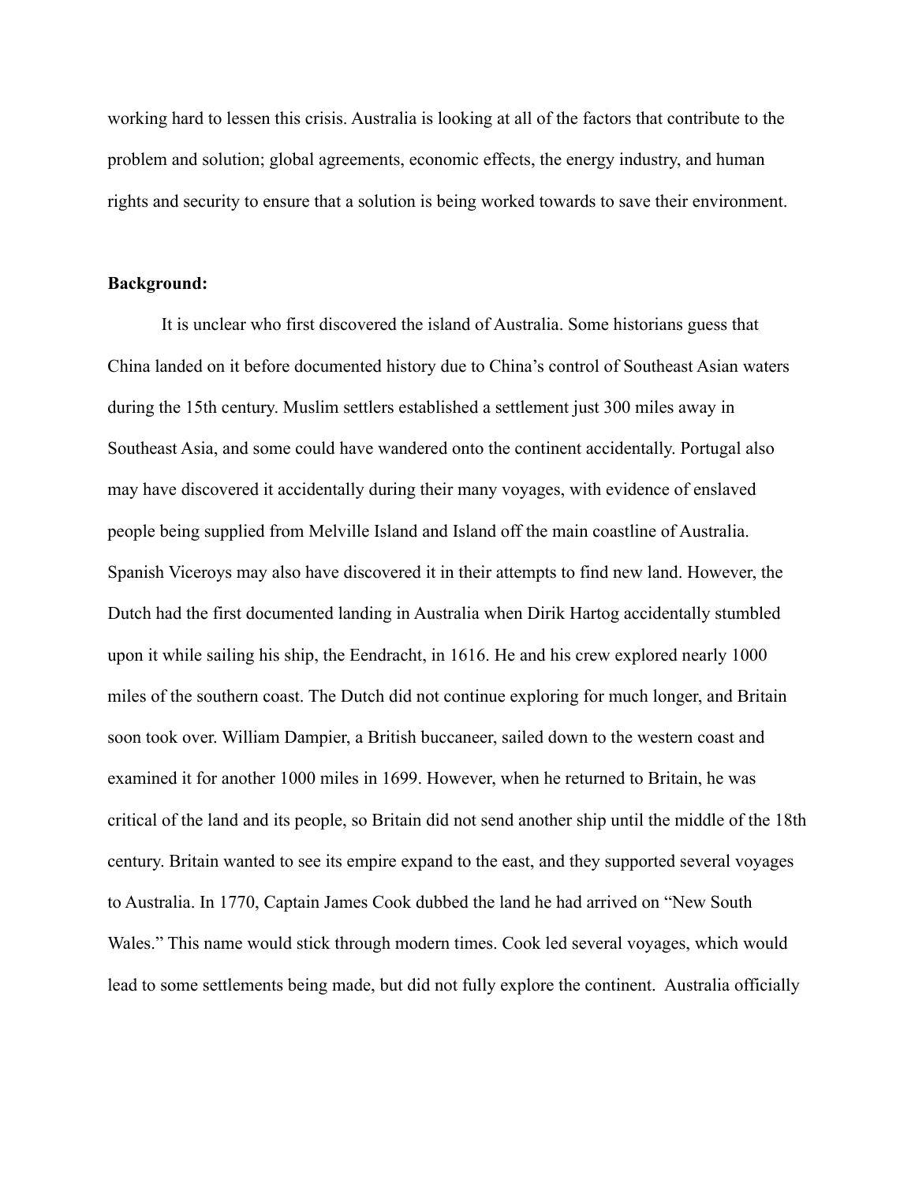working hard to lessen this crisis. Australia is looking at all of the factors that contribute to the problem and solution; global agreements, economic effects, the energy industry, and human rights and security to ensure that a solution is being worked towards to save their environment.

**Background:**

It is unclear who first discovered the island of Australia. Some historians guess that China landed on it before documented history due to China's control of Southeast Asian waters during the 15th century. Muslim settlers established a settlement just 300 miles away in Southeast Asia, and some could have wandered onto the continent accidentally. Portugal also may have discovered it accidentally during their many voyages, with evidence of enslaved people being supplied from Melville Island and Island off the main coastline of Australia. Spanish Viceroys may also have discovered it in their attempts to find new land. However, the Dutch had the first documented landing in Australia when Dirik Hartog accidentally stumbled upon it while sailing his ship, the Eendracht, in 1616. He and his crew explored nearly 1000 miles of the southern coast. The Dutch did not continue exploring for much longer, and Britain soon took over. William Dampier, a British buccaneer, sailed down to the western coast and examined it for another 1000 miles in 1699. However, when he returned to Britain, he was critical of the land and its people, so Britain did not send another ship until the middle of the 18th century. Britain wanted to see its empire expand to the east, and they supported several voyages to Australia. In 1770, Captain James Cook dubbed the land he had arrived on "New South Wales." This name would stick through modern times. Cook led several voyages, which would lead to some settlements being made, but did not fully explore the continent. Australia officially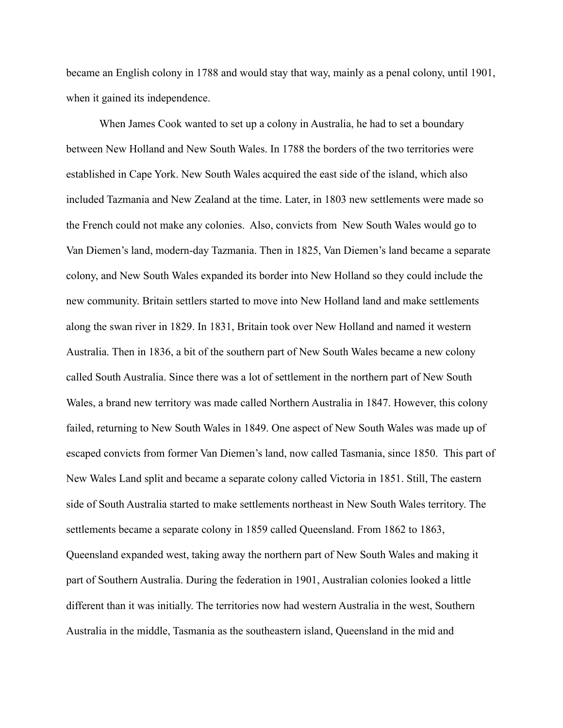became an English colony in 1788 and would stay that way, mainly as a penal colony, until 1901, when it gained its independence.

When James Cook wanted to set up a colony in Australia, he had to set a boundary between New Holland and New South Wales. In 1788 the borders of the two territories were established in Cape York. New South Wales acquired the east side of the island, which also included Tazmania and New Zealand at the time. Later, in 1803 new settlements were made so the French could not make any colonies. Also, convicts from New South Wales would go to Van Diemen's land, modern-day Tazmania. Then in 1825, Van Diemen's land became a separate colony, and New South Wales expanded its border into New Holland so they could include the new community. Britain settlers started to move into New Holland land and make settlements along the swan river in 1829. In 1831, Britain took over New Holland and named it western Australia. Then in 1836, a bit of the southern part of New South Wales became a new colony called South Australia. Since there was a lot of settlement in the northern part of New South Wales, a brand new territory was made called Northern Australia in 1847. However, this colony failed, returning to New South Wales in 1849. One aspect of New South Wales was made up of escaped convicts from former Van Diemen's land, now called Tasmania, since 1850. This part of New Wales Land split and became a separate colony called Victoria in 1851. Still, The eastern side of South Australia started to make settlements northeast in New South Wales territory. The settlements became a separate colony in 1859 called Queensland. From 1862 to 1863, Queensland expanded west, taking away the northern part of New South Wales and making it part of Southern Australia. During the federation in 1901, Australian colonies looked a little different than it was initially. The territories now had western Australia in the west, Southern Australia in the middle, Tasmania as the southeastern island, Queensland in the mid and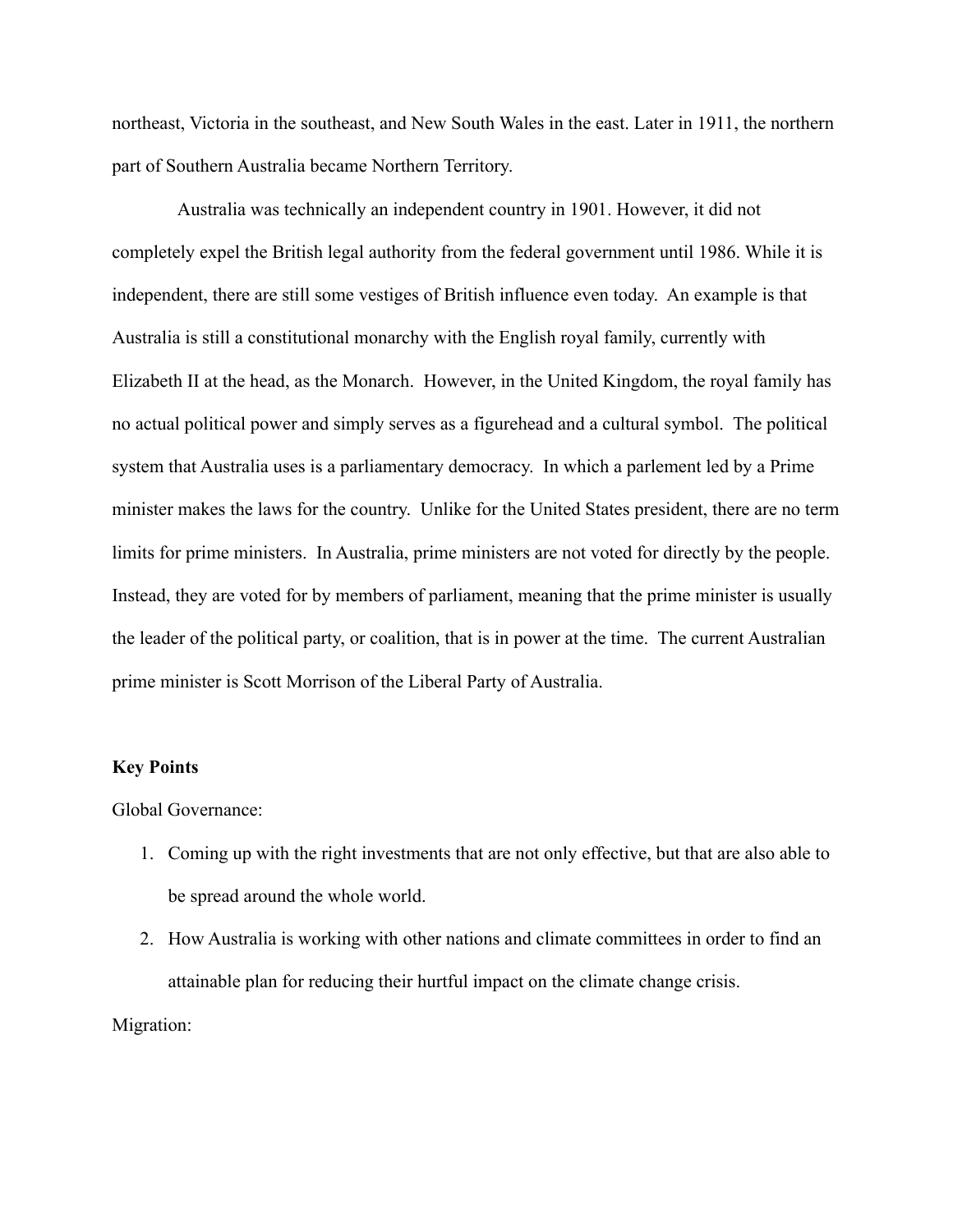northeast, Victoria in the southeast, and New South Wales in the east. Later in 1911, the northern part of Southern Australia became Northern Territory.

Australia was technically an independent country in 1901. However, it did not completely expel the British legal authority from the federal government until 1986. While it is independent, there are still some vestiges of British influence even today. An example is that Australia is still a constitutional monarchy with the English royal family, currently with Elizabeth II at the head, as the Monarch. However, in the United Kingdom, the royal family has no actual political power and simply serves as a figurehead and a cultural symbol. The political system that Australia uses is a parliamentary democracy. In which a parlement led by a Prime minister makes the laws for the country. Unlike for the United States president, there are no term limits for prime ministers. In Australia, prime ministers are not voted for directly by the people. Instead, they are voted for by members of parliament, meaning that the prime minister is usually the leader of the political party, or coalition, that is in power at the time. The current Australian prime minister is Scott Morrison of the Liberal Party of Australia.

**Key Points**

Global Governance:

1. Coming up with the right investments that are not only effective, but that are also able to be spread around the whole world.
2. How Australia is working with other nations and climate committees in order to find an attainable plan for reducing their hurtful impact on the climate change crisis.

Migration: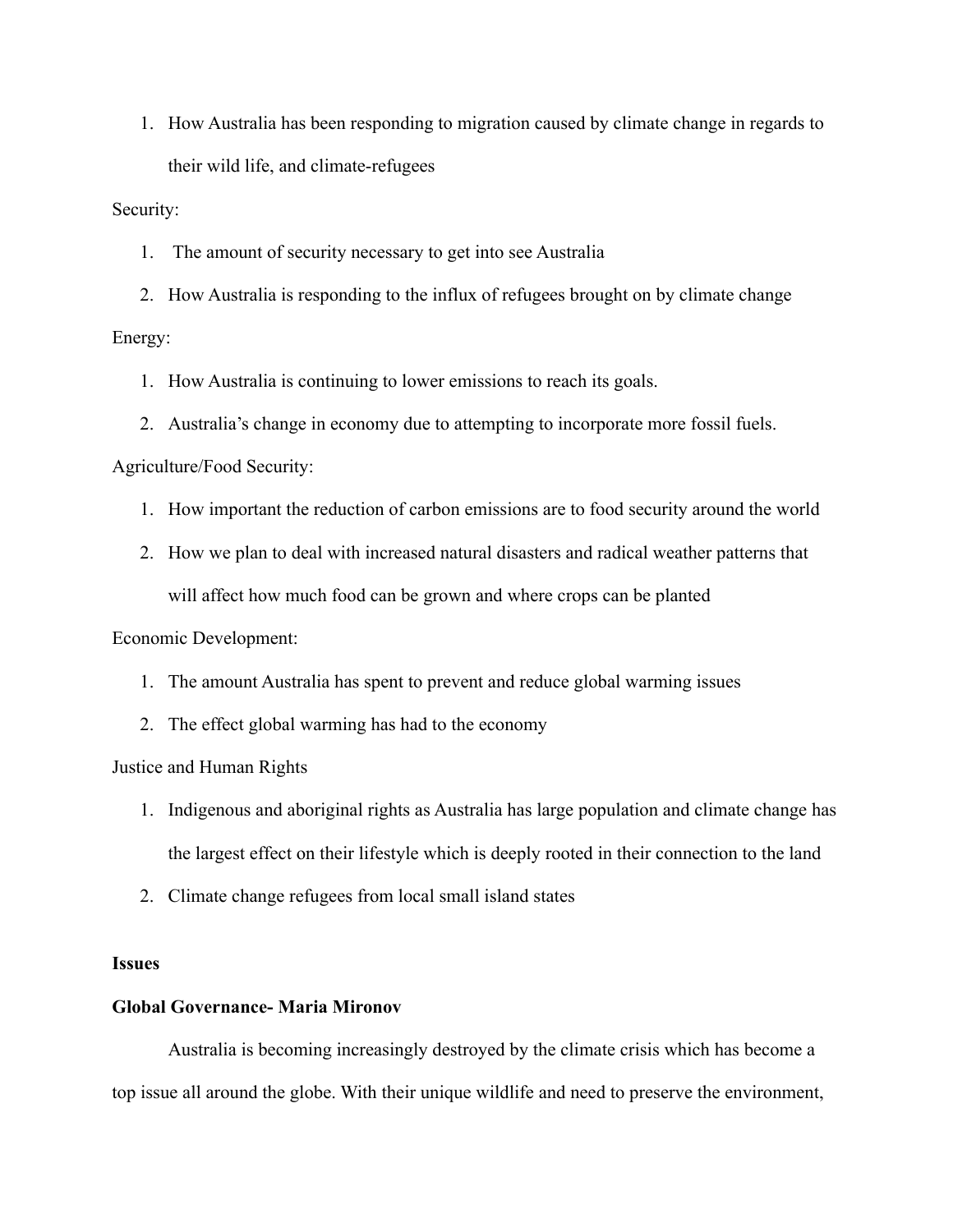1. How Australia has been responding to migration caused by climate change in regards to their wild life, and climate-refugees

Security:

1. The amount of security necessary to get into see Australia
2. How Australia is responding to the influx of refugees brought on by climate change

Energy:

1. How Australia is continuing to lower emissions to reach its goals.
2. Australia's change in economy due to attempting to incorporate more fossil fuels.

Agriculture/Food Security:

1. How important the reduction of carbon emissions are to food security around the world
2. How we plan to deal with increased natural disasters and radical weather patterns that will affect how much food can be grown and where crops can be planted

Economic Development:

1. The amount Australia has spent to prevent and reduce global warming issues
2. The effect global warming has had to the economy

Justice and Human Rights

1. Indigenous and aboriginal rights as Australia has large population and climate change has the largest effect on their lifestyle which is deeply rooted in their connection to the land
2. Climate change refugees from local small island states

**Issues**

**Global Governance- Maria Mironov**

Australia is becoming increasingly destroyed by the climate crisis which has become a top issue all around the globe. With their unique wildlife and need to preserve the environment,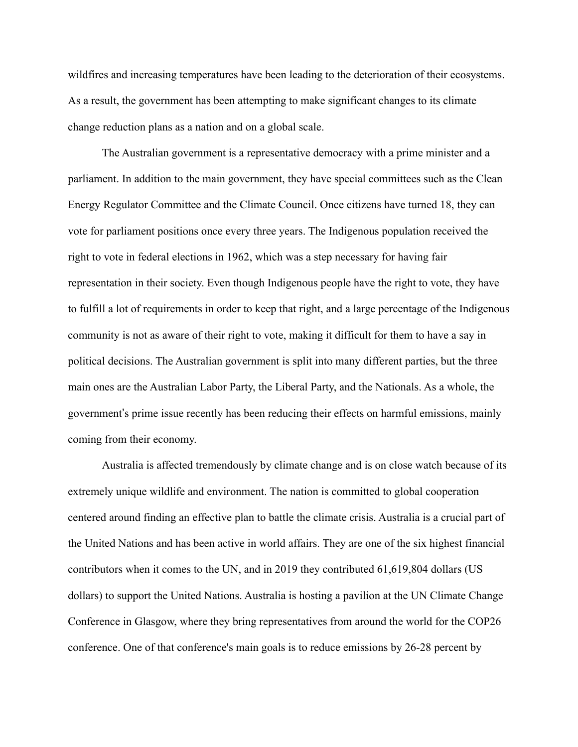wildfires and increasing temperatures have been leading to the deterioration of their ecosystems. As a result, the government has been attempting to make significant changes to its climate change reduction plans as a nation and on a global scale.

The Australian government is a representative democracy with a prime minister and a parliament. In addition to the main government, they have special committees such as the Clean Energy Regulator Committee and the Climate Council. Once citizens have turned 18, they can vote for parliament positions once every three years. The Indigenous population received the right to vote in federal elections in 1962, which was a step necessary for having fair representation in their society. Even though Indigenous people have the right to vote, they have to fulfill a lot of requirements in order to keep that right, and a large percentage of the Indigenous community is not as aware of their right to vote, making it difficult for them to have a say in political decisions. The Australian government is split into many different parties, but the three main ones are the Australian Labor Party, the Liberal Party, and the Nationals. As a whole, the government's prime issue recently has been reducing their effects on harmful emissions, mainly coming from their economy.

Australia is affected tremendously by climate change and is on close watch because of its extremely unique wildlife and environment. The nation is committed to global cooperation centered around finding an effective plan to battle the climate crisis. Australia is a crucial part of the United Nations and has been active in world affairs. They are one of the six highest financial contributors when it comes to the UN, and in 2019 they contributed 61,619,804 dollars (US dollars) to support the United Nations. Australia is hosting a pavilion at the UN Climate Change Conference in Glasgow, where they bring representatives from around the world for the COP26 conference. One of that conference's main goals is to reduce emissions by 26-28 percent by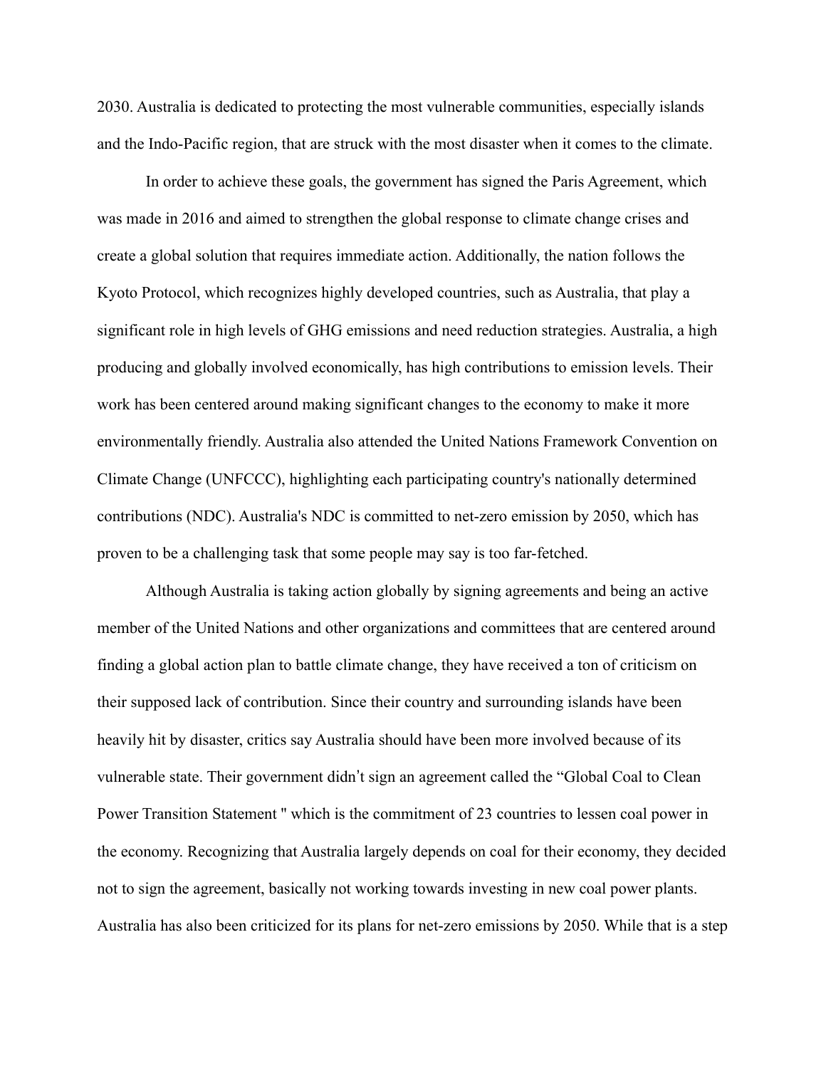2030. Australia is dedicated to protecting the most vulnerable communities, especially islands and the Indo-Pacific region, that are struck with the most disaster when it comes to the climate.

In order to achieve these goals, the government has signed the Paris Agreement, which was made in 2016 and aimed to strengthen the global response to climate change crises and create a global solution that requires immediate action. Additionally, the nation follows the Kyoto Protocol, which recognizes highly developed countries, such as Australia, that play a significant role in high levels of GHG emissions and need reduction strategies. Australia, a high producing and globally involved economically, has high contributions to emission levels. Their work has been centered around making significant changes to the economy to make it more environmentally friendly. Australia also attended the United Nations Framework Convention on Climate Change (UNFCCC), highlighting each participating country's nationally determined contributions (NDC). Australia's NDC is committed to net-zero emission by 2050, which has proven to be a challenging task that some people may say is too far-fetched.

Although Australia is taking action globally by signing agreements and being an active member of the United Nations and other organizations and committees that are centered around finding a global action plan to battle climate change, they have received a ton of criticism on their supposed lack of contribution. Since their country and surrounding islands have been heavily hit by disaster, critics say Australia should have been more involved because of its vulnerable state. Their government didn't sign an agreement called the "Global Coal to Clean Power Transition Statement " which is the commitment of 23 countries to lessen coal power in the economy. Recognizing that Australia largely depends on coal for their economy, they decided not to sign the agreement, basically not working towards investing in new coal power plants. Australia has also been criticized for its plans for net-zero emissions by 2050. While that is a step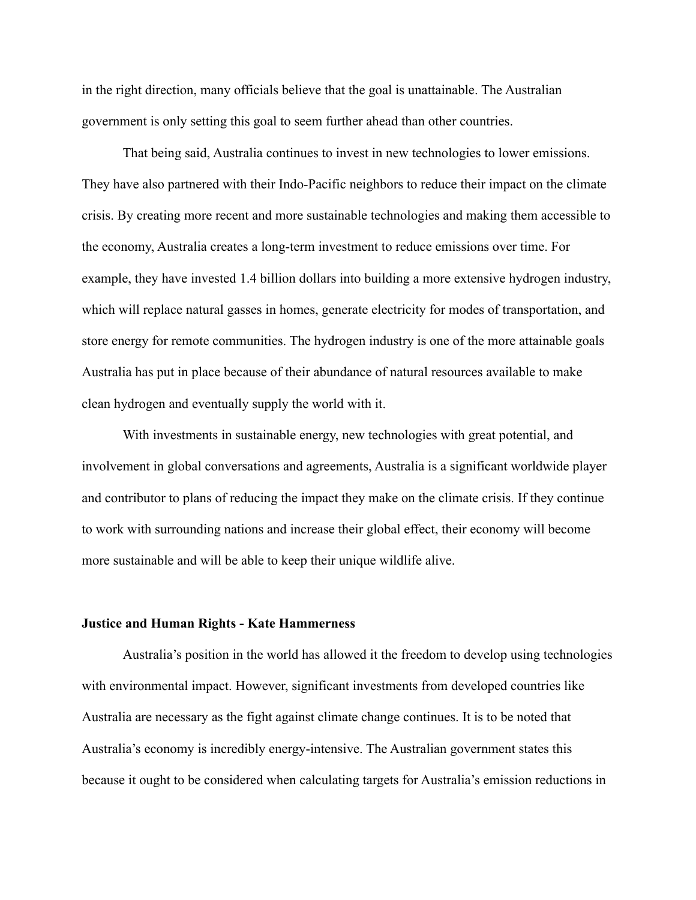in the right direction, many officials believe that the goal is unattainable. The Australian government is only setting this goal to seem further ahead than other countries.

That being said, Australia continues to invest in new technologies to lower emissions. They have also partnered with their Indo-Pacific neighbors to reduce their impact on the climate crisis. By creating more recent and more sustainable technologies and making them accessible to the economy, Australia creates a long-term investment to reduce emissions over time. For example, they have invested 1.4 billion dollars into building a more extensive hydrogen industry, which will replace natural gasses in homes, generate electricity for modes of transportation, and store energy for remote communities. The hydrogen industry is one of the more attainable goals Australia has put in place because of their abundance of natural resources available to make clean hydrogen and eventually supply the world with it.

With investments in sustainable energy, new technologies with great potential, and involvement in global conversations and agreements, Australia is a significant worldwide player and contributor to plans of reducing the impact they make on the climate crisis. If they continue to work with surrounding nations and increase their global effect, their economy will become more sustainable and will be able to keep their unique wildlife alive.

**Justice and Human Rights - Kate Hammerness**

Australia's position in the world has allowed it the freedom to develop using technologies with environmental impact. However, significant investments from developed countries like Australia are necessary as the fight against climate change continues. It is to be noted that Australia's economy is incredibly energy-intensive. The Australian government states this because it ought to be considered when calculating targets for Australia's emission reductions in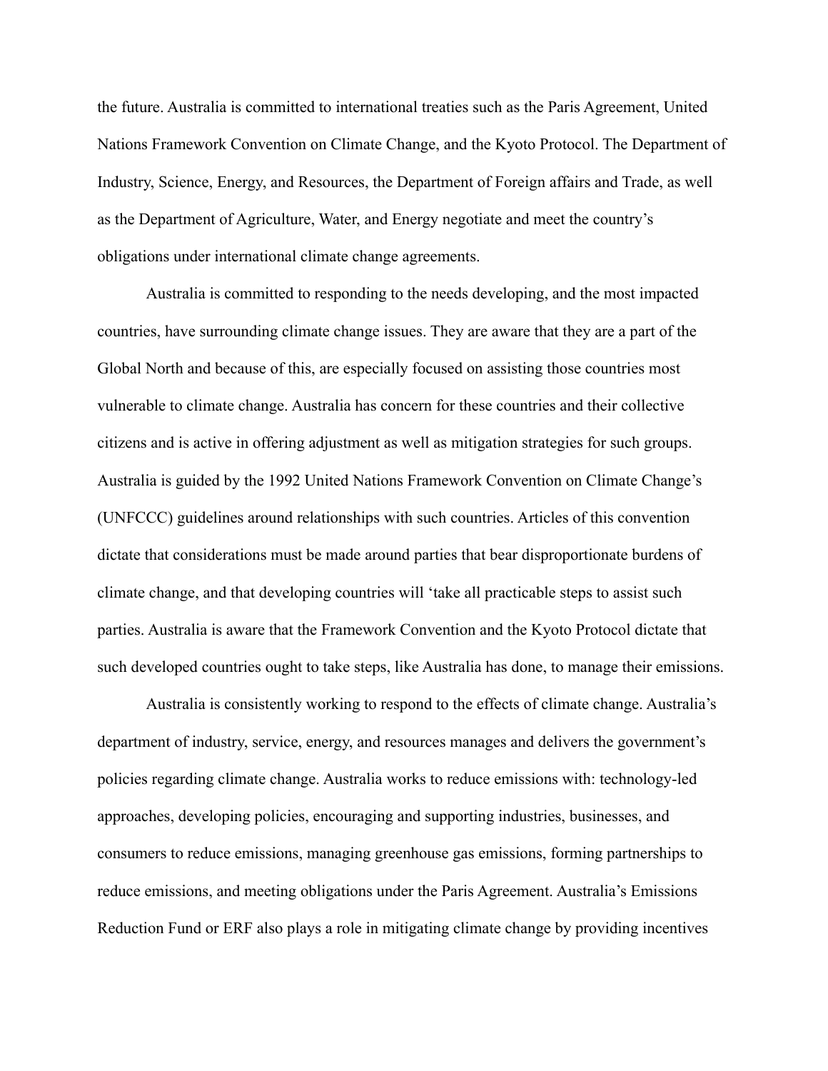the future. Australia is committed to international treaties such as the Paris Agreement, United Nations Framework Convention on Climate Change, and the Kyoto Protocol. The Department of Industry, Science, Energy, and Resources, the Department of Foreign affairs and Trade, as well as the Department of Agriculture, Water, and Energy negotiate and meet the country's obligations under international climate change agreements.

Australia is committed to responding to the needs developing, and the most impacted countries, have surrounding climate change issues. They are aware that they are a part of the Global North and because of this, are especially focused on assisting those countries most vulnerable to climate change. Australia has concern for these countries and their collective citizens and is active in offering adjustment as well as mitigation strategies for such groups. Australia is guided by the 1992 United Nations Framework Convention on Climate Change's (UNFCCC) guidelines around relationships with such countries. Articles of this convention dictate that considerations must be made around parties that bear disproportionate burdens of climate change, and that developing countries will 'take all practicable steps to assist such parties. Australia is aware that the Framework Convention and the Kyoto Protocol dictate that such developed countries ought to take steps, like Australia has done, to manage their emissions.

Australia is consistently working to respond to the effects of climate change. Australia's department of industry, service, energy, and resources manages and delivers the government's policies regarding climate change. Australia works to reduce emissions with: technology-led approaches, developing policies, encouraging and supporting industries, businesses, and consumers to reduce emissions, managing greenhouse gas emissions, forming partnerships to reduce emissions, and meeting obligations under the Paris Agreement. Australia's Emissions Reduction Fund or ERF also plays a role in mitigating climate change by providing incentives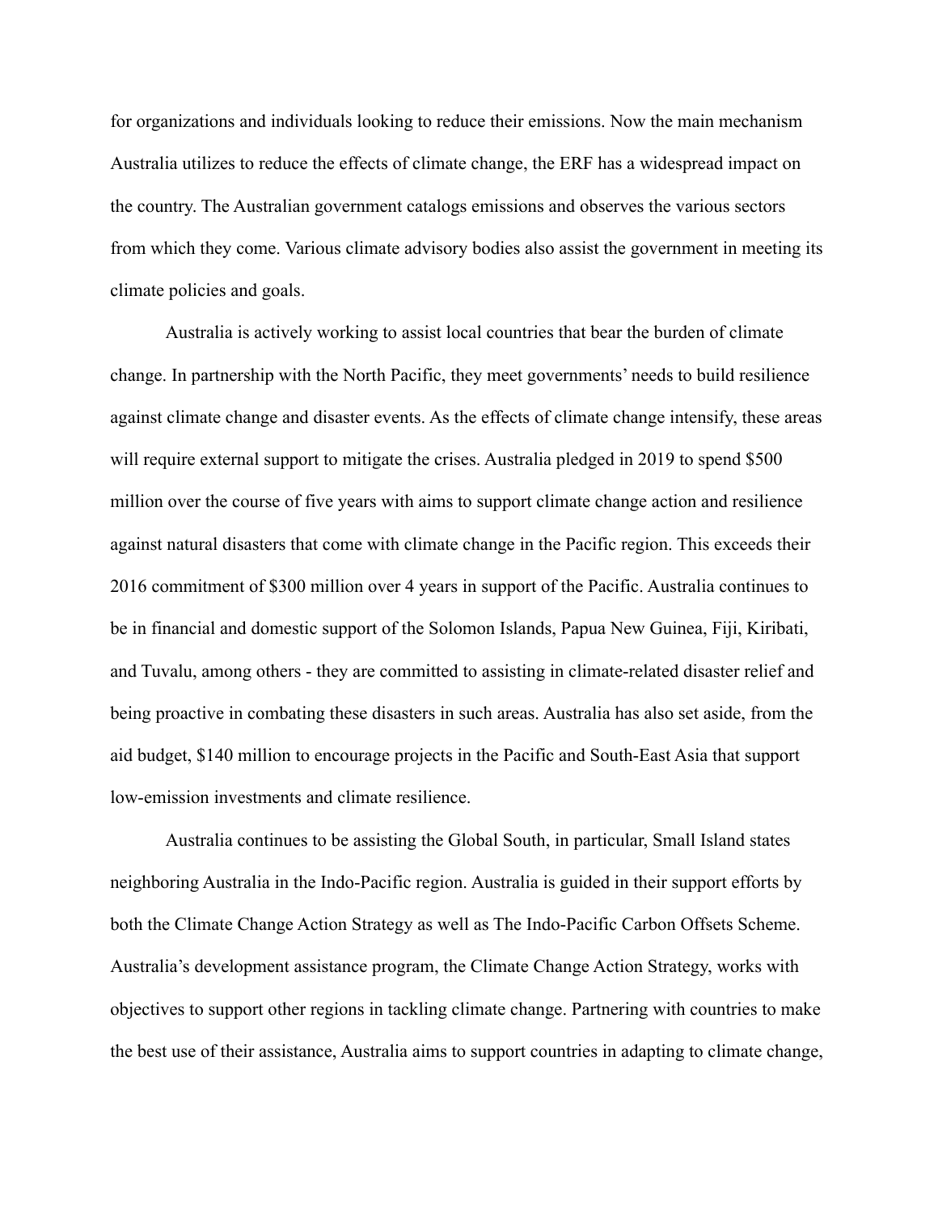for organizations and individuals looking to reduce their emissions. Now the main mechanism Australia utilizes to reduce the effects of climate change, the ERF has a widespread impact on the country. The Australian government catalogs emissions and observes the various sectors from which they come. Various climate advisory bodies also assist the government in meeting its climate policies and goals.

Australia is actively working to assist local countries that bear the burden of climate change. In partnership with the North Pacific, they meet governments' needs to build resilience against climate change and disaster events. As the effects of climate change intensify, these areas will require external support to mitigate the crises. Australia pledged in 2019 to spend $500 million over the course of five years with aims to support climate change action and resilience against natural disasters that come with climate change in the Pacific region. This exceeds their 2016 commitment of $300 million over 4 years in support of the Pacific. Australia continues to be in financial and domestic support of the Solomon Islands, Papua New Guinea, Fiji, Kiribati, and Tuvalu, among others - they are committed to assisting in climate-related disaster relief and being proactive in combating these disasters in such areas. Australia has also set aside, from the aid budget, $140 million to encourage projects in the Pacific and South-East Asia that support low-emission investments and climate resilience.

Australia continues to be assisting the Global South, in particular, Small Island states neighboring Australia in the Indo-Pacific region. Australia is guided in their support efforts by both the Climate Change Action Strategy as well as The Indo-Pacific Carbon Offsets Scheme. Australia's development assistance program, the Climate Change Action Strategy, works with objectives to support other regions in tackling climate change. Partnering with countries to make the best use of their assistance, Australia aims to support countries in adapting to climate change,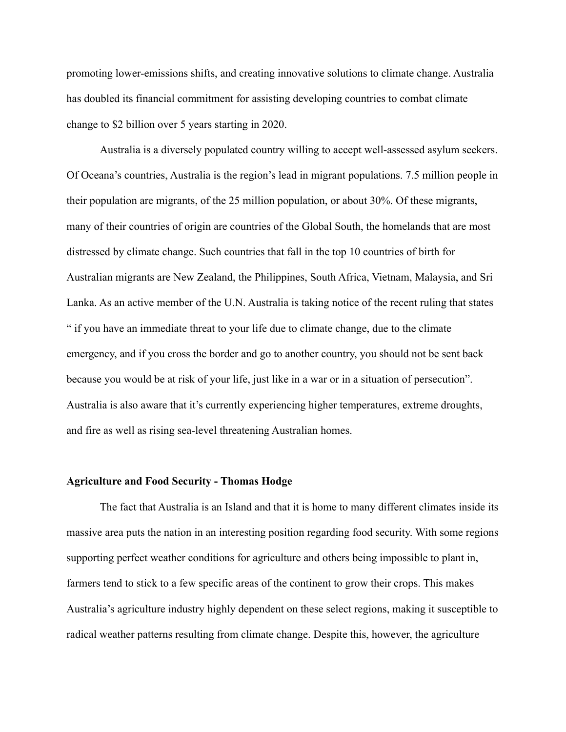promoting lower-emissions shifts, and creating innovative solutions to climate change. Australia has doubled its financial commitment for assisting developing countries to combat climate change to $2 billion over 5 years starting in 2020.

Australia is a diversely populated country willing to accept well-assessed asylum seekers. Of Oceana's countries, Australia is the region's lead in migrant populations. 7.5 million people in their population are migrants, of the 25 million population, or about 30%. Of these migrants, many of their countries of origin are countries of the Global South, the homelands that are most distressed by climate change. Such countries that fall in the top 10 countries of birth for Australian migrants are New Zealand, the Philippines, South Africa, Vietnam, Malaysia, and Sri Lanka. As an active member of the U.N. Australia is taking notice of the recent ruling that states " if you have an immediate threat to your life due to climate change, due to the climate emergency, and if you cross the border and go to another country, you should not be sent back because you would be at risk of your life, just like in a war or in a situation of persecution". Australia is also aware that it's currently experiencing higher temperatures, extreme droughts, and fire as well as rising sea-level threatening Australian homes.

**Agriculture and Food Security - Thomas Hodge**

The fact that Australia is an Island and that it is home to many different climates inside its massive area puts the nation in an interesting position regarding food security. With some regions supporting perfect weather conditions for agriculture and others being impossible to plant in, farmers tend to stick to a few specific areas of the continent to grow their crops. This makes Australia's agriculture industry highly dependent on these select regions, making it susceptible to radical weather patterns resulting from climate change. Despite this, however, the agriculture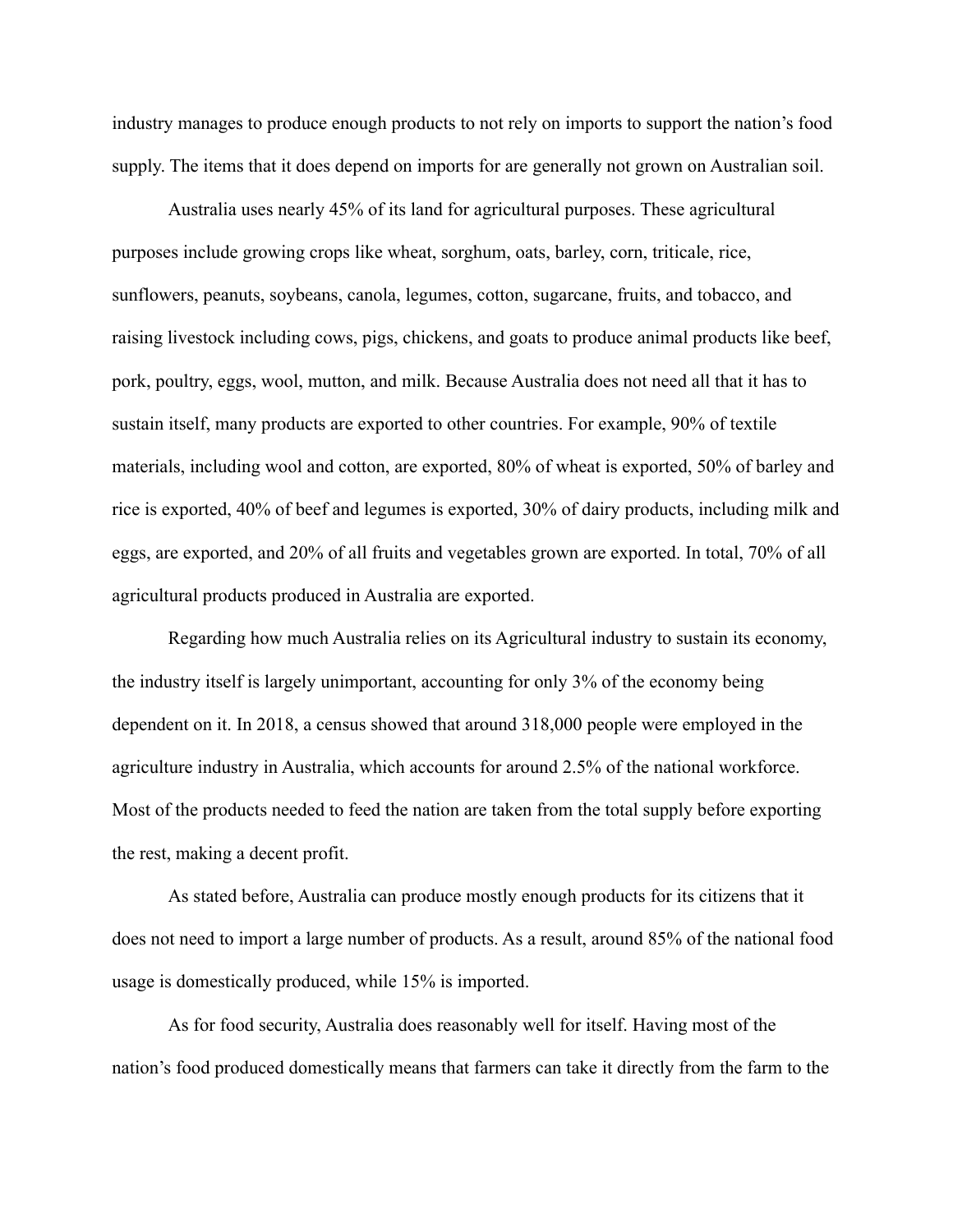industry manages to produce enough products to not rely on imports to support the nation's food supply. The items that it does depend on imports for are generally not grown on Australian soil.

Australia uses nearly 45% of its land for agricultural purposes. These agricultural purposes include growing crops like wheat, sorghum, oats, barley, corn, triticale, rice, sunflowers, peanuts, soybeans, canola, legumes, cotton, sugarcane, fruits, and tobacco, and raising livestock including cows, pigs, chickens, and goats to produce animal products like beef, pork, poultry, eggs, wool, mutton, and milk. Because Australia does not need all that it has to sustain itself, many products are exported to other countries. For example, 90% of textile materials, including wool and cotton, are exported, 80% of wheat is exported, 50% of barley and rice is exported, 40% of beef and legumes is exported, 30% of dairy products, including milk and eggs, are exported, and 20% of all fruits and vegetables grown are exported. In total, 70% of all agricultural products produced in Australia are exported.

Regarding how much Australia relies on its Agricultural industry to sustain its economy, the industry itself is largely unimportant, accounting for only 3% of the economy being dependent on it. In 2018, a census showed that around 318,000 people were employed in the agriculture industry in Australia, which accounts for around 2.5% of the national workforce. Most of the products needed to feed the nation are taken from the total supply before exporting the rest, making a decent profit.

As stated before, Australia can produce mostly enough products for its citizens that it does not need to import a large number of products. As a result, around 85% of the national food usage is domestically produced, while 15% is imported.

As for food security, Australia does reasonably well for itself. Having most of the nation's food produced domestically means that farmers can take it directly from the farm to the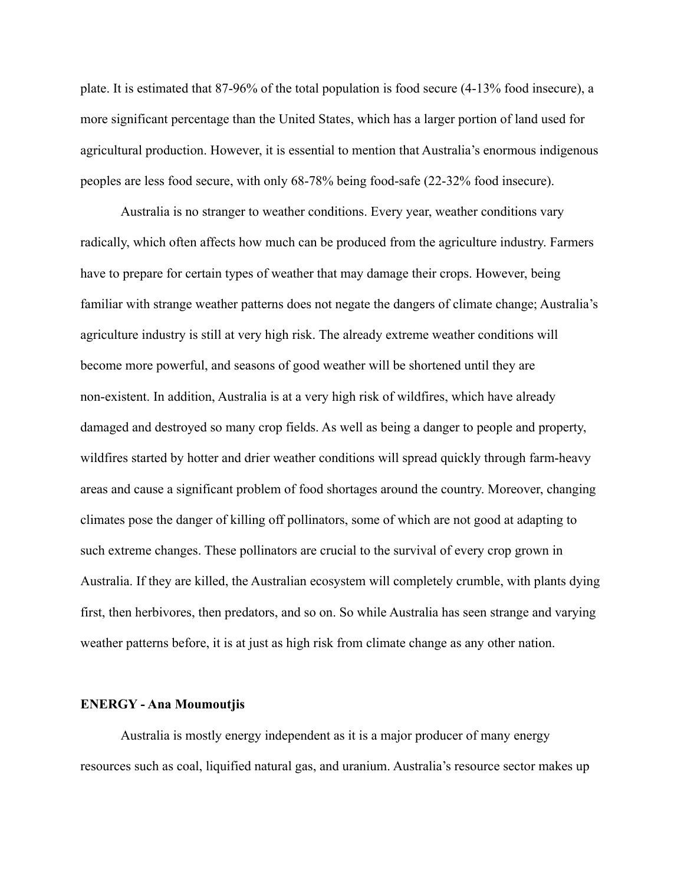plate. It is estimated that 87-96% of the total population is food secure (4-13% food insecure), a more significant percentage than the United States, which has a larger portion of land used for agricultural production. However, it is essential to mention that Australia's enormous indigenous peoples are less food secure, with only 68-78% being food-safe (22-32% food insecure).

Australia is no stranger to weather conditions. Every year, weather conditions vary radically, which often affects how much can be produced from the agriculture industry. Farmers have to prepare for certain types of weather that may damage their crops. However, being familiar with strange weather patterns does not negate the dangers of climate change; Australia's agriculture industry is still at very high risk. The already extreme weather conditions will become more powerful, and seasons of good weather will be shortened until they are non-existent. In addition, Australia is at a very high risk of wildfires, which have already damaged and destroyed so many crop fields. As well as being a danger to people and property, wildfires started by hotter and drier weather conditions will spread quickly through farm-heavy areas and cause a significant problem of food shortages around the country. Moreover, changing climates pose the danger of killing off pollinators, some of which are not good at adapting to such extreme changes. These pollinators are crucial to the survival of every crop grown in Australia. If they are killed, the Australian ecosystem will completely crumble, with plants dying first, then herbivores, then predators, and so on. So while Australia has seen strange and varying weather patterns before, it is at just as high risk from climate change as any other nation.

**ENERGY - Ana Moumoutjis**

Australia is mostly energy independent as it is a major producer of many energy resources such as coal, liquified natural gas, and uranium. Australia's resource sector makes up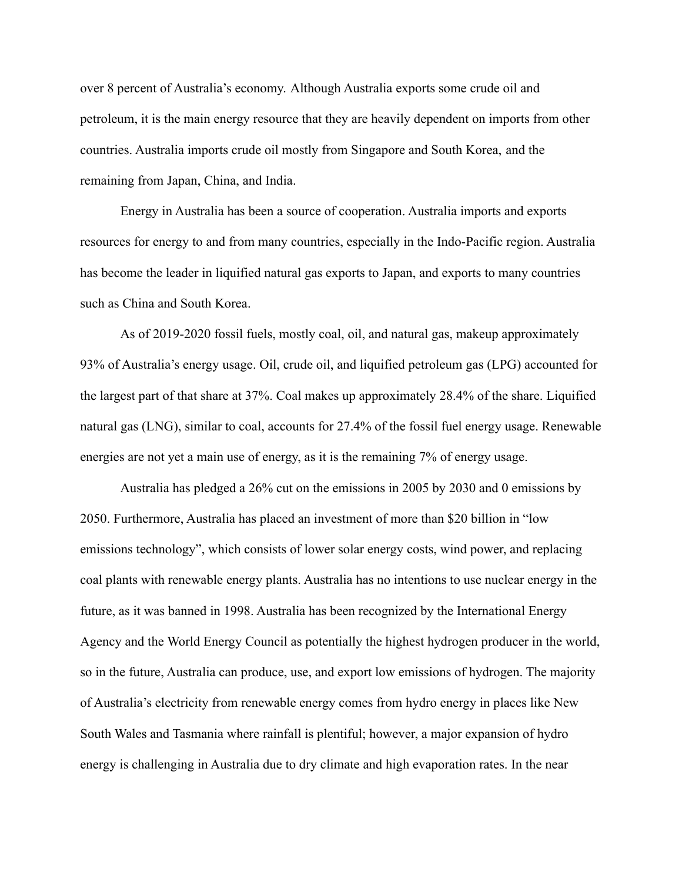over 8 percent of Australia's economy. Although Australia exports some crude oil and petroleum, it is the main energy resource that they are heavily dependent on imports from other countries. Australia imports crude oil mostly from Singapore and South Korea, and the remaining from Japan, China, and India.

Energy in Australia has been a source of cooperation. Australia imports and exports resources for energy to and from many countries, especially in the Indo-Pacific region. Australia has become the leader in liquified natural gas exports to Japan, and exports to many countries such as China and South Korea.

As of 2019-2020 fossil fuels, mostly coal, oil, and natural gas, makeup approximately 93% of Australia's energy usage. Oil, crude oil, and liquified petroleum gas (LPG) accounted for the largest part of that share at 37%. Coal makes up approximately 28.4% of the share. Liquified natural gas (LNG), similar to coal, accounts for 27.4% of the fossil fuel energy usage. Renewable energies are not yet a main use of energy, as it is the remaining 7% of energy usage.

Australia has pledged a 26% cut on the emissions in 2005 by 2030 and 0 emissions by 2050. Furthermore, Australia has placed an investment of more than $20 billion in "low emissions technology", which consists of lower solar energy costs, wind power, and replacing coal plants with renewable energy plants. Australia has no intentions to use nuclear energy in the future, as it was banned in 1998. Australia has been recognized by the International Energy Agency and the World Energy Council as potentially the highest hydrogen producer in the world, so in the future, Australia can produce, use, and export low emissions of hydrogen. The majority of Australia's electricity from renewable energy comes from hydro energy in places like New South Wales and Tasmania where rainfall is plentiful; however, a major expansion of hydro energy is challenging in Australia due to dry climate and high evaporation rates. In the near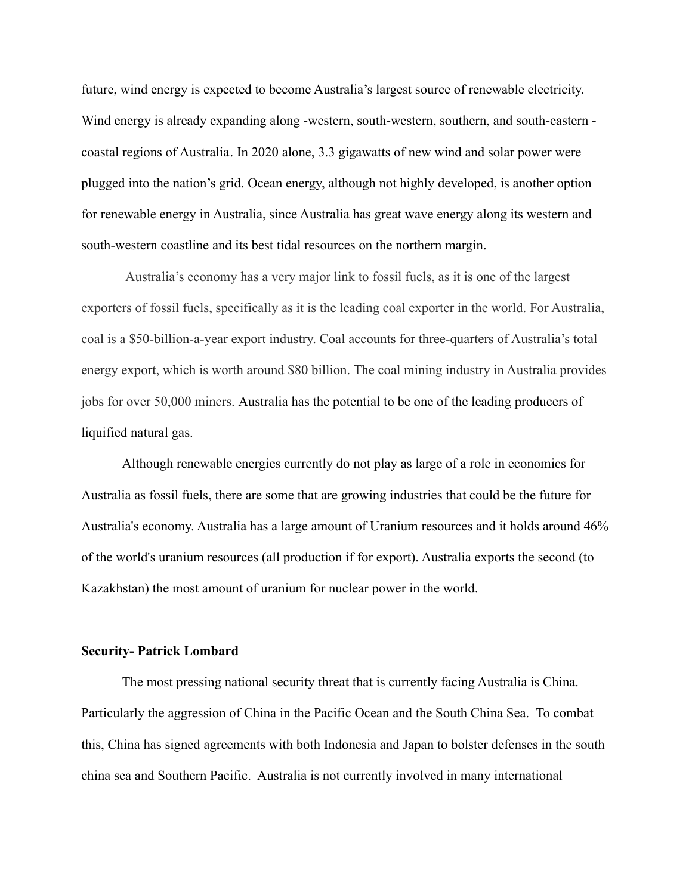future, wind energy is expected to become Australia's largest source of renewable electricity. Wind energy is already expanding along -western, south-western, southern, and south-eastern - coastal regions of Australia. In 2020 alone, 3.3 gigawatts of new wind and solar power were plugged into the nation's grid. Ocean energy, although not highly developed, is another option for renewable energy in Australia, since Australia has great wave energy along its western and south-western coastline and its best tidal resources on the northern margin.

Australia's economy has a very major link to fossil fuels, as it is one of the largest exporters of fossil fuels, specifically as it is the leading coal exporter in the world. For Australia, coal is a $50-billion-a-year export industry. Coal accounts for three-quarters of Australia's total energy export, which is worth around $80 billion. The coal mining industry in Australia provides jobs for over 50,000 miners. Australia has the potential to be one of the leading producers of liquified natural gas.

Although renewable energies currently do not play as large of a role in economics for Australia as fossil fuels, there are some that are growing industries that could be the future for Australia's economy. Australia has a large amount of Uranium resources and it holds around 46% of the world's uranium resources (all production if for export). Australia exports the second (to Kazakhstan) the most amount of uranium for nuclear power in the world.

**Security- Patrick Lombard**

The most pressing national security threat that is currently facing Australia is China. Particularly the aggression of China in the Pacific Ocean and the South China Sea. To combat this, China has signed agreements with both Indonesia and Japan to bolster defenses in the south china sea and Southern Pacific. Australia is not currently involved in many international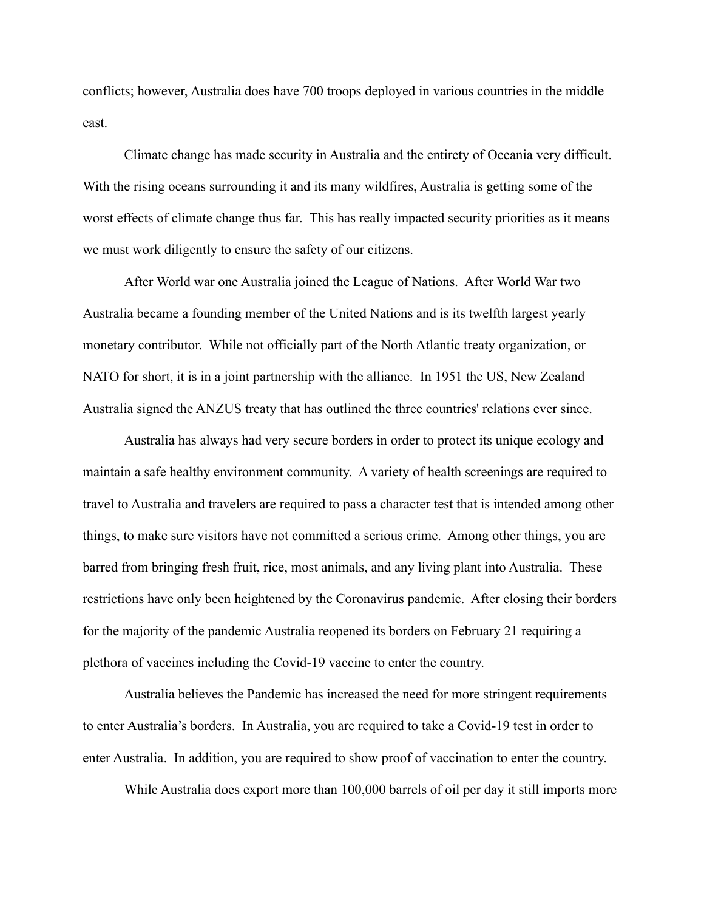conflicts; however, Australia does have 700 troops deployed in various countries in the middle east.

Climate change has made security in Australia and the entirety of Oceania very difficult. With the rising oceans surrounding it and its many wildfires, Australia is getting some of the worst effects of climate change thus far. This has really impacted security priorities as it means we must work diligently to ensure the safety of our citizens.

After World war one Australia joined the League of Nations. After World War two Australia became a founding member of the United Nations and is its twelfth largest yearly monetary contributor. While not officially part of the North Atlantic treaty organization, or NATO for short, it is in a joint partnership with the alliance. In 1951 the US, New Zealand Australia signed the ANZUS treaty that has outlined the three countries' relations ever since.

Australia has always had very secure borders in order to protect its unique ecology and maintain a safe healthy environment community. A variety of health screenings are required to travel to Australia and travelers are required to pass a character test that is intended among other things, to make sure visitors have not committed a serious crime. Among other things, you are barred from bringing fresh fruit, rice, most animals, and any living plant into Australia. These restrictions have only been heightened by the Coronavirus pandemic. After closing their borders for the majority of the pandemic Australia reopened its borders on February 21 requiring a plethora of vaccines including the Covid-19 vaccine to enter the country.

Australia believes the Pandemic has increased the need for more stringent requirements to enter Australia's borders. In Australia, you are required to take a Covid-19 test in order to enter Australia. In addition, you are required to show proof of vaccination to enter the country.

While Australia does export more than 100,000 barrels of oil per day it still imports more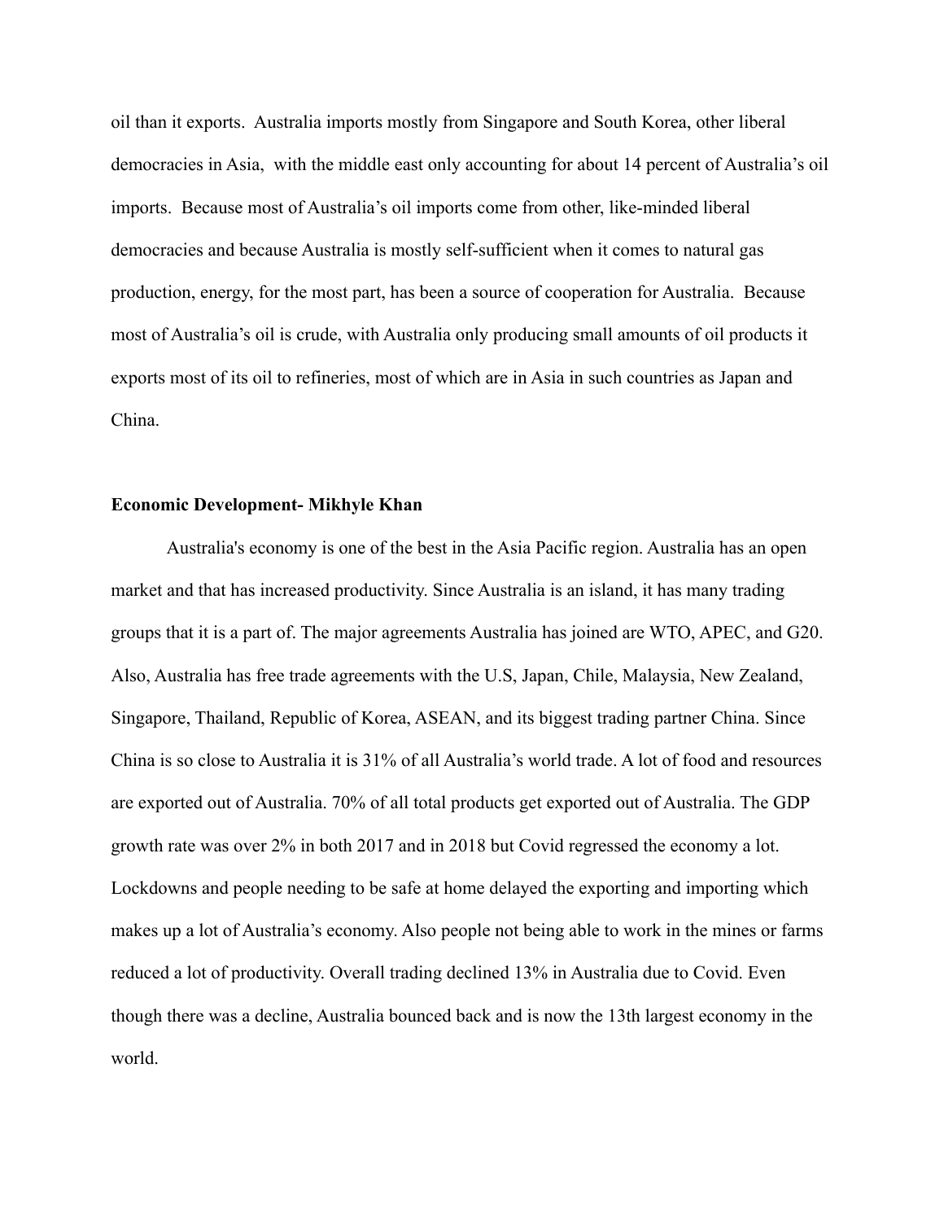oil than it exports. Australia imports mostly from Singapore and South Korea, other liberal democracies in Asia, with the middle east only accounting for about 14 percent of Australia's oil imports. Because most of Australia's oil imports come from other, like-minded liberal democracies and because Australia is mostly self-sufficient when it comes to natural gas production, energy, for the most part, has been a source of cooperation for Australia. Because most of Australia's oil is crude, with Australia only producing small amounts of oil products it exports most of its oil to refineries, most of which are in Asia in such countries as Japan and China.

**Economic Development- Mikhyle Khan**

Australia's economy is one of the best in the Asia Pacific region. Australia has an open market and that has increased productivity. Since Australia is an island, it has many trading groups that it is a part of. The major agreements Australia has joined are WTO, APEC, and G20. Also, Australia has free trade agreements with the U.S, Japan, Chile, Malaysia, New Zealand, Singapore, Thailand, Republic of Korea, ASEAN, and its biggest trading partner China. Since China is so close to Australia it is 31% of all Australia's world trade. A lot of food and resources are exported out of Australia. 70% of all total products get exported out of Australia. The GDP growth rate was over 2% in both 2017 and in 2018 but Covid regressed the economy a lot. Lockdowns and people needing to be safe at home delayed the exporting and importing which makes up a lot of Australia's economy. Also people not being able to work in the mines or farms reduced a lot of productivity. Overall trading declined 13% in Australia due to Covid. Even though there was a decline, Australia bounced back and is now the 13th largest economy in the world.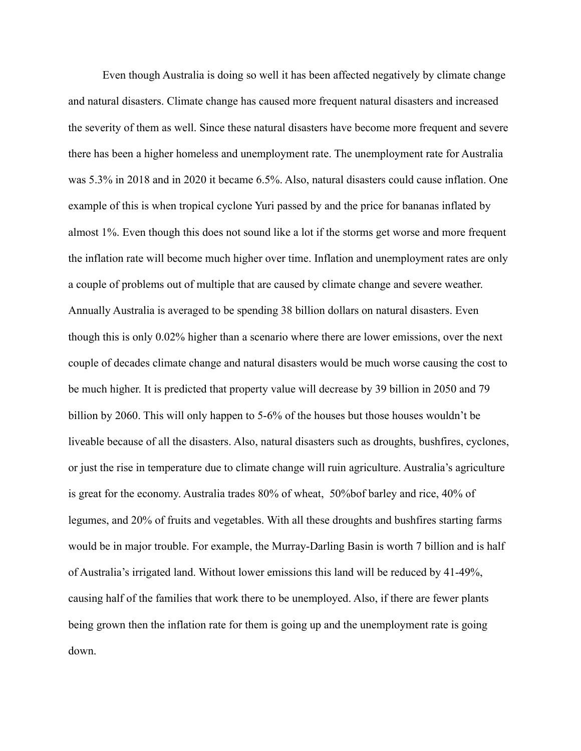Even though Australia is doing so well it has been affected negatively by climate change and natural disasters. Climate change has caused more frequent natural disasters and increased the severity of them as well. Since these natural disasters have become more frequent and severe there has been a higher homeless and unemployment rate. The unemployment rate for Australia was 5.3% in 2018 and in 2020 it became 6.5%. Also, natural disasters could cause inflation. One example of this is when tropical cyclone Yuri passed by and the price for bananas inflated by almost 1%. Even though this does not sound like a lot if the storms get worse and more frequent the inflation rate will become much higher over time. Inflation and unemployment rates are only a couple of problems out of multiple that are caused by climate change and severe weather. Annually Australia is averaged to be spending 38 billion dollars on natural disasters. Even though this is only 0.02% higher than a scenario where there are lower emissions, over the next couple of decades climate change and natural disasters would be much worse causing the cost to be much higher. It is predicted that property value will decrease by 39 billion in 2050 and 79 billion by 2060. This will only happen to 5-6% of the houses but those houses wouldn't be liveable because of all the disasters. Also, natural disasters such as droughts, bushfires, cyclones, or just the rise in temperature due to climate change will ruin agriculture. Australia's agriculture is great for the economy. Australia trades 80% of wheat, 50%bof barley and rice, 40% of legumes, and 20% of fruits and vegetables. With all these droughts and bushfires starting farms would be in major trouble. For example, the Murray-Darling Basin is worth 7 billion and is half of Australia's irrigated land. Without lower emissions this land will be reduced by 41-49%, causing half of the families that work there to be unemployed. Also, if there are fewer plants being grown then the inflation rate for them is going up and the unemployment rate is going down.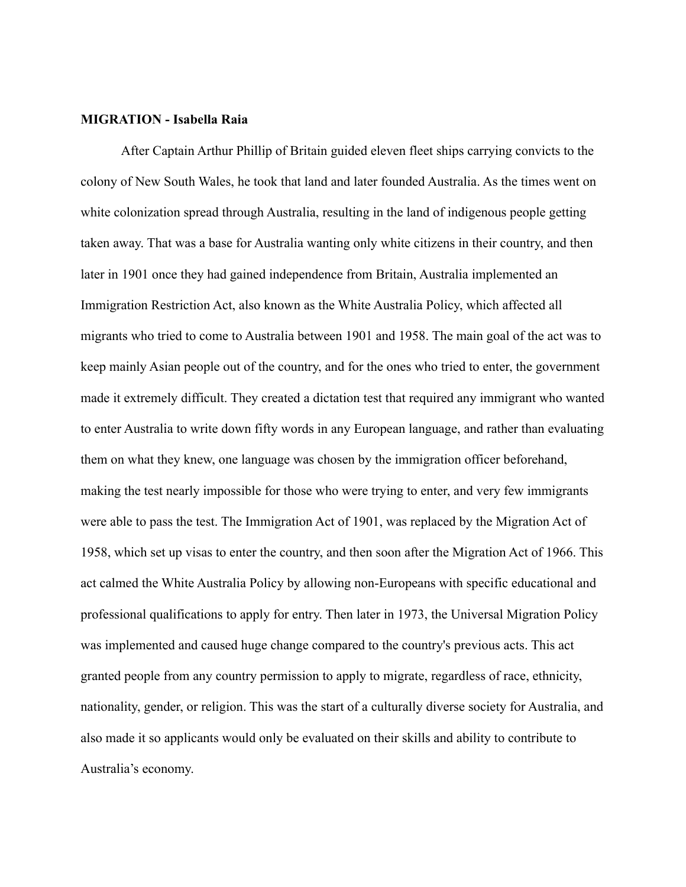**MIGRATION - Isabella Raia**

After Captain Arthur Phillip of Britain guided eleven fleet ships carrying convicts to the colony of New South Wales, he took that land and later founded Australia. As the times went on white colonization spread through Australia, resulting in the land of indigenous people getting taken away. That was a base for Australia wanting only white citizens in their country, and then later in 1901 once they had gained independence from Britain, Australia implemented an Immigration Restriction Act, also known as the White Australia Policy, which affected all migrants who tried to come to Australia between 1901 and 1958. The main goal of the act was to keep mainly Asian people out of the country, and for the ones who tried to enter, the government made it extremely difficult. They created a dictation test that required any immigrant who wanted to enter Australia to write down fifty words in any European language, and rather than evaluating them on what they knew, one language was chosen by the immigration officer beforehand, making the test nearly impossible for those who were trying to enter, and very few immigrants were able to pass the test. The Immigration Act of 1901, was replaced by the Migration Act of 1958, which set up visas to enter the country, and then soon after the Migration Act of 1966. This act calmed the White Australia Policy by allowing non-Europeans with specific educational and professional qualifications to apply for entry. Then later in 1973, the Universal Migration Policy was implemented and caused huge change compared to the country's previous acts. This act granted people from any country permission to apply to migrate, regardless of race, ethnicity, nationality, gender, or religion. This was the start of a culturally diverse society for Australia, and also made it so applicants would only be evaluated on their skills and ability to contribute to Australia's economy.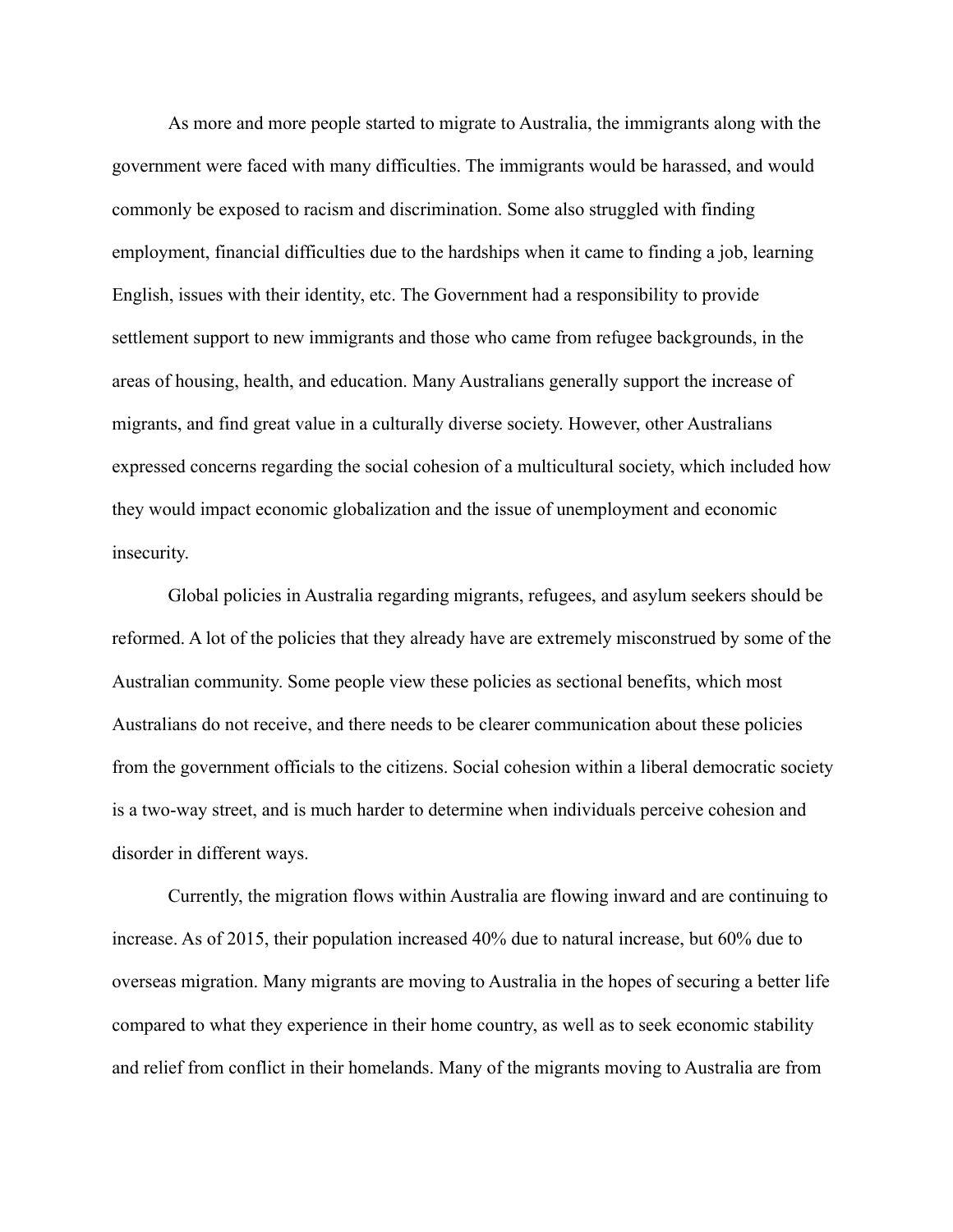As more and more people started to migrate to Australia, the immigrants along with the government were faced with many difficulties. The immigrants would be harassed, and would commonly be exposed to racism and discrimination. Some also struggled with finding employment, financial difficulties due to the hardships when it came to finding a job, learning English, issues with their identity, etc. The Government had a responsibility to provide settlement support to new immigrants and those who came from refugee backgrounds, in the areas of housing, health, and education. Many Australians generally support the increase of migrants, and find great value in a culturally diverse society. However, other Australians expressed concerns regarding the social cohesion of a multicultural society, which included how they would impact economic globalization and the issue of unemployment and economic insecurity.

Global policies in Australia regarding migrants, refugees, and asylum seekers should be reformed. A lot of the policies that they already have are extremely misconstrued by some of the Australian community. Some people view these policies as sectional benefits, which most Australians do not receive, and there needs to be clearer communication about these policies from the government officials to the citizens. Social cohesion within a liberal democratic society is a two-way street, and is much harder to determine when individuals perceive cohesion and disorder in different ways.

Currently, the migration flows within Australia are flowing inward and are continuing to increase. As of 2015, their population increased 40% due to natural increase, but 60% due to overseas migration. Many migrants are moving to Australia in the hopes of securing a better life compared to what they experience in their home country, as well as to seek economic stability and relief from conflict in their homelands. Many of the migrants moving to Australia are from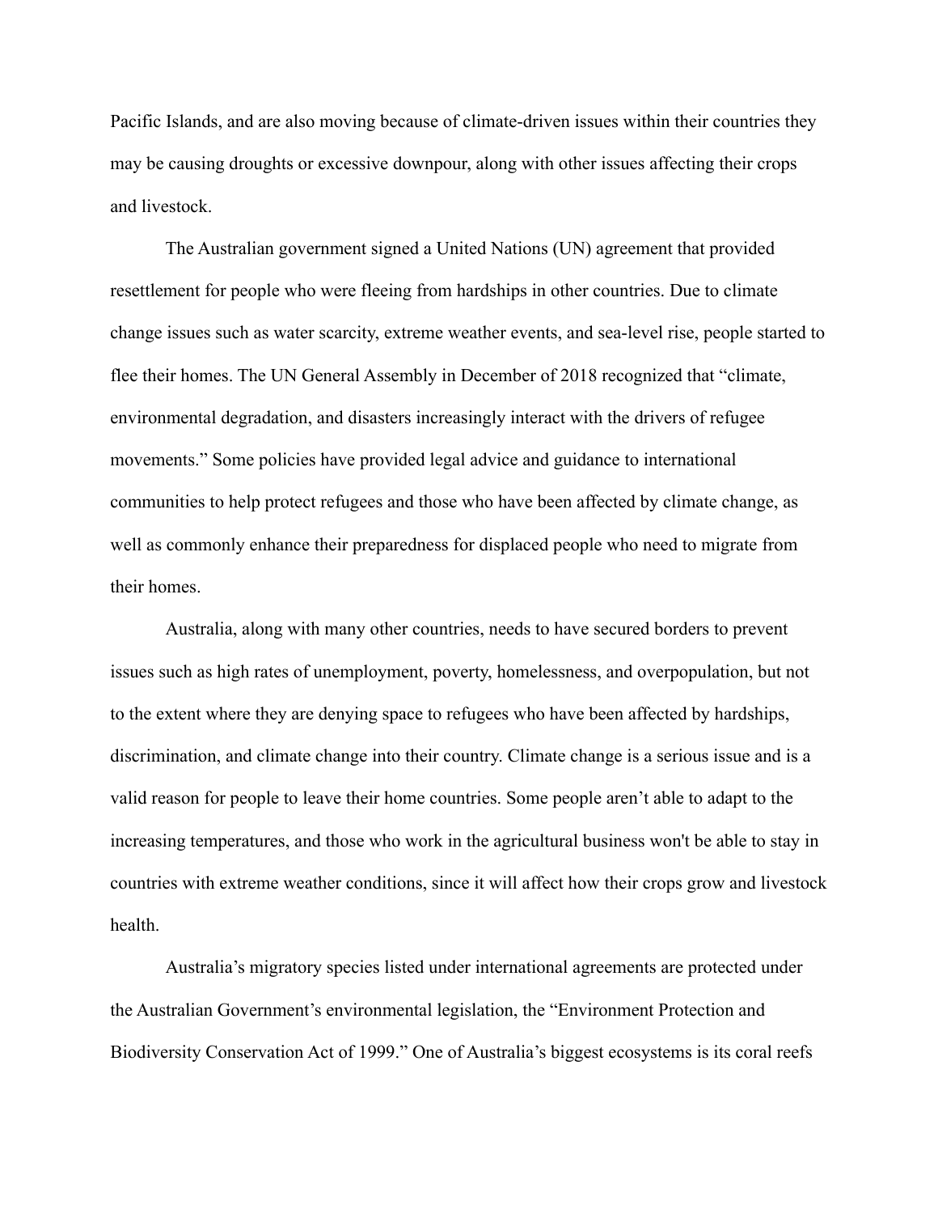Pacific Islands, and are also moving because of climate-driven issues within their countries they may be causing droughts or excessive downpour, along with other issues affecting their crops and livestock.

The Australian government signed a United Nations (UN) agreement that provided resettlement for people who were fleeing from hardships in other countries. Due to climate change issues such as water scarcity, extreme weather events, and sea-level rise, people started to flee their homes. The UN General Assembly in December of 2018 recognized that "climate, environmental degradation, and disasters increasingly interact with the drivers of refugee movements." Some policies have provided legal advice and guidance to international communities to help protect refugees and those who have been affected by climate change, as well as commonly enhance their preparedness for displaced people who need to migrate from their homes.

Australia, along with many other countries, needs to have secured borders to prevent issues such as high rates of unemployment, poverty, homelessness, and overpopulation, but not to the extent where they are denying space to refugees who have been affected by hardships, discrimination, and climate change into their country. Climate change is a serious issue and is a valid reason for people to leave their home countries. Some people aren't able to adapt to the increasing temperatures, and those who work in the agricultural business won't be able to stay in countries with extreme weather conditions, since it will affect how their crops grow and livestock health.

Australia's migratory species listed under international agreements are protected under the Australian Government's environmental legislation, the "Environment Protection and Biodiversity Conservation Act of 1999." One of Australia's biggest ecosystems is its coral reefs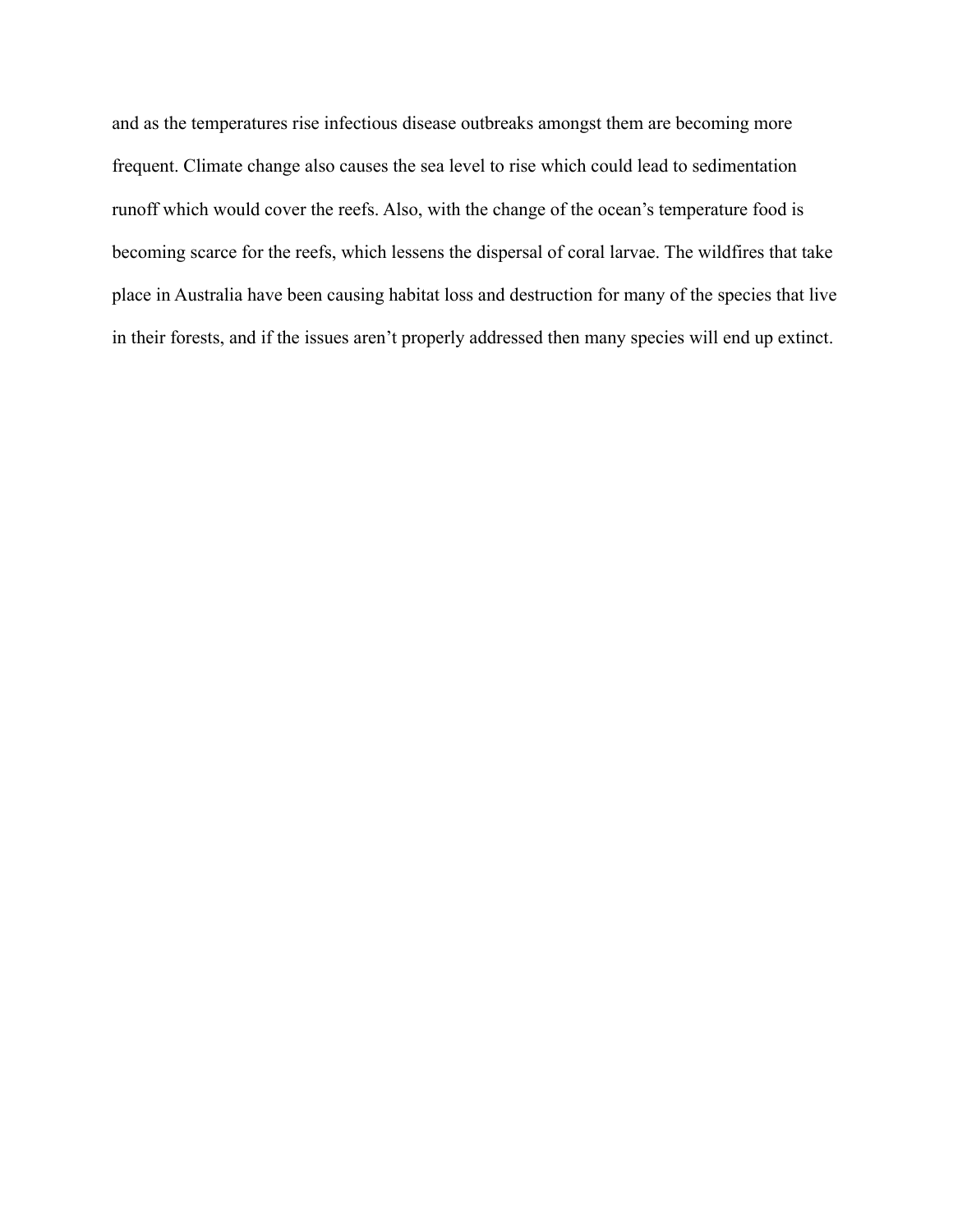and as the temperatures rise infectious disease outbreaks amongst them are becoming more frequent. Climate change also causes the sea level to rise which could lead to sedimentation runoff which would cover the reefs. Also, with the change of the ocean's temperature food is becoming scarce for the reefs, which lessens the dispersal of coral larvae. The wildfires that take place in Australia have been causing habitat loss and destruction for many of the species that live in their forests, and if the issues aren't properly addressed then many species will end up extinct.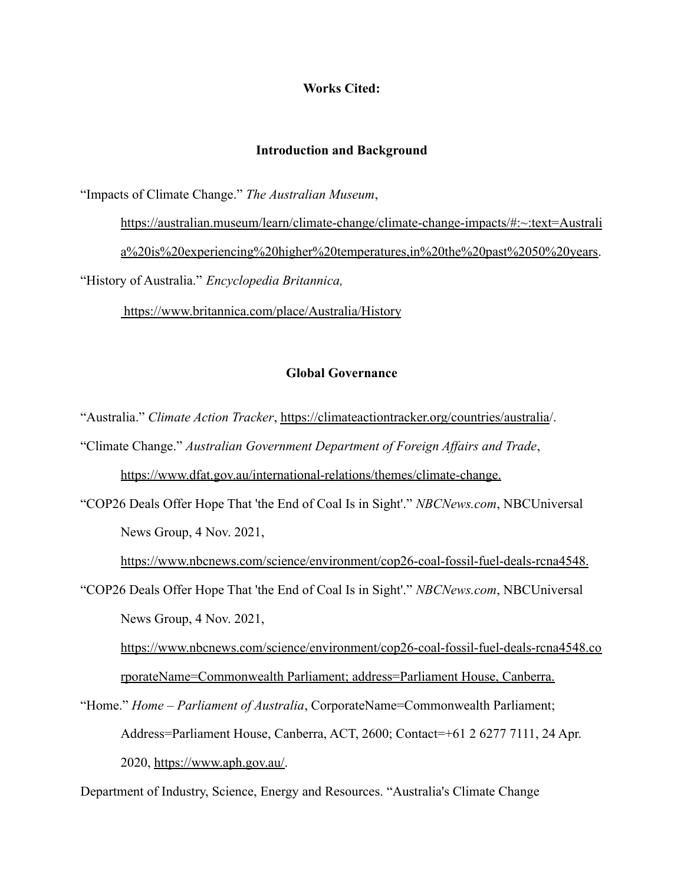**Works Cited:**

**Introduction and Background**

"Impacts of Climate Change." *The Australian Museum*, https://australian.museum/learn/climate-change/climate-change-impacts/#:~:text=Australia%20is%20experiencing%20higher%20temperatures,in%20the%20past%2050%20years.

"History of Australia." *Encyclopedia Britannica,* https://www.britannica.com/place/Australia/History

**Global Governance**

"Australia." *Climate Action Tracker*, https://climateactiontracker.org/countries/australia/.

"Climate Change." *Australian Government Department of Foreign Affairs and Trade*, https://www.dfat.gov.au/international-relations/themes/climate-change.

"COP26 Deals Offer Hope That 'the End of Coal Is in Sight'." *NBCNews.com*, NBCUniversal News Group, 4 Nov. 2021, https://www.nbcnews.com/science/environment/cop26-coal-fossil-fuel-deals-rcna4548.

"COP26 Deals Offer Hope That 'the End of Coal Is in Sight'." *NBCNews.com*, NBCUniversal News Group, 4 Nov. 2021, https://www.nbcnews.com/science/environment/cop26-coal-fossil-fuel-deals-rcna4548.corporateName=Commonwealth Parliament; address=Parliament House, Canberra.

"Home." *Home – Parliament of Australia*, CorporateName=Commonwealth Parliament; Address=Parliament House, Canberra, ACT, 2600; Contact=+61 2 6277 7111, 24 Apr. 2020, https://www.aph.gov.au/.

Department of Industry, Science, Energy and Resources. "Australia's Climate Change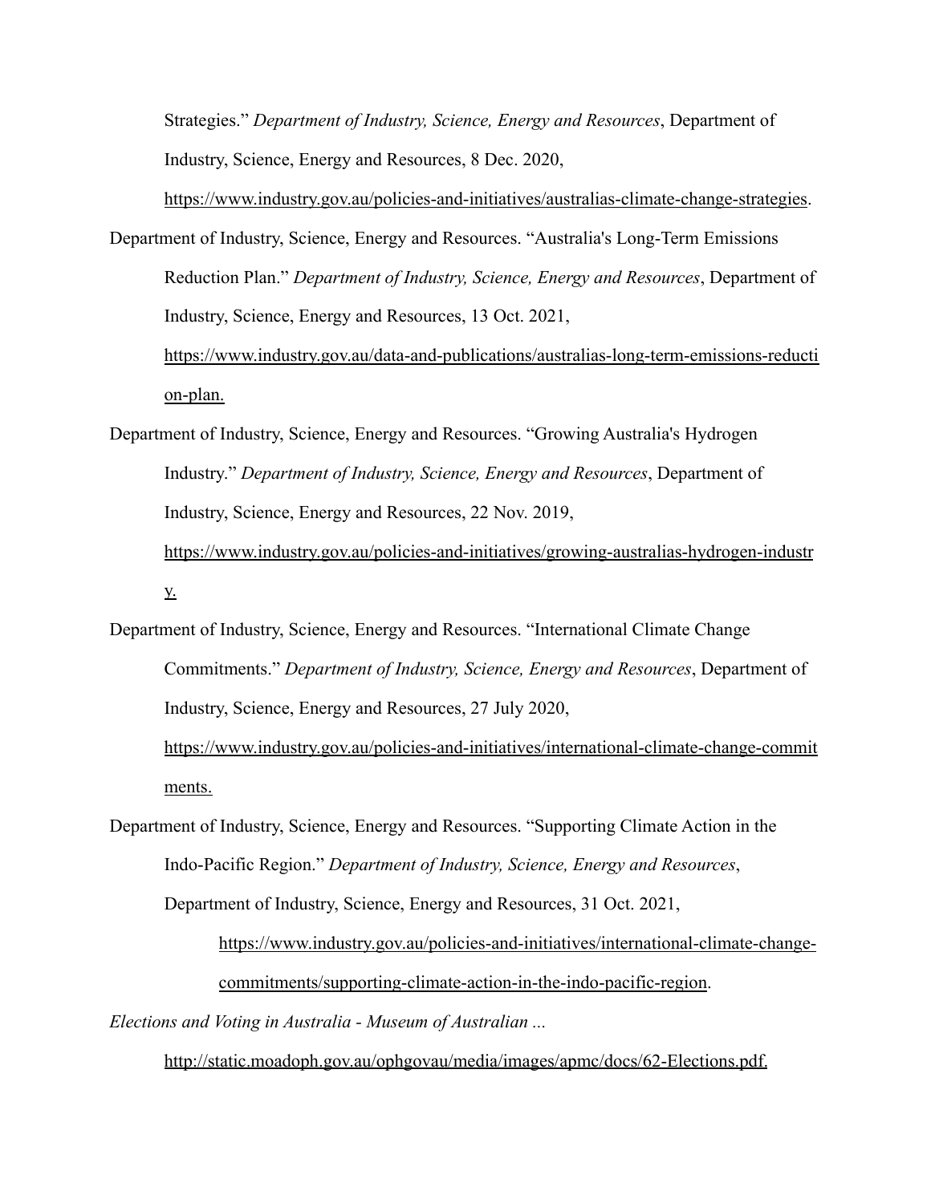Strategies." *Department of Industry, Science, Energy and Resources*, Department of Industry, Science, Energy and Resources, 8 Dec. 2020, https://www.industry.gov.au/policies-and-initiatives/australias-climate-change-strategies.

Department of Industry, Science, Energy and Resources. "Australia's Long-Term Emissions Reduction Plan." *Department of Industry, Science, Energy and Resources*, Department of Industry, Science, Energy and Resources, 13 Oct. 2021, https://www.industry.gov.au/data-and-publications/australias-long-term-emissions-reduction-plan.

Department of Industry, Science, Energy and Resources. "Growing Australia's Hydrogen Industry." *Department of Industry, Science, Energy and Resources*, Department of Industry, Science, Energy and Resources, 22 Nov. 2019, https://www.industry.gov.au/policies-and-initiatives/growing-australias-hydrogen-industry.

Department of Industry, Science, Energy and Resources. "International Climate Change Commitments." *Department of Industry, Science, Energy and Resources*, Department of Industry, Science, Energy and Resources, 27 July 2020, https://www.industry.gov.au/policies-and-initiatives/international-climate-change-commitments.

Department of Industry, Science, Energy and Resources. "Supporting Climate Action in the Indo-Pacific Region." *Department of Industry, Science, Energy and Resources*, Department of Industry, Science, Energy and Resources, 31 Oct. 2021, https://www.industry.gov.au/policies-and-initiatives/international-climate-change-commitments/supporting-climate-action-in-the-indo-pacific-region.

*Elections and Voting in Australia - Museum of Australian ...* http://static.moadoph.gov.au/ophgovau/media/images/apmc/docs/62-Elections.pdf.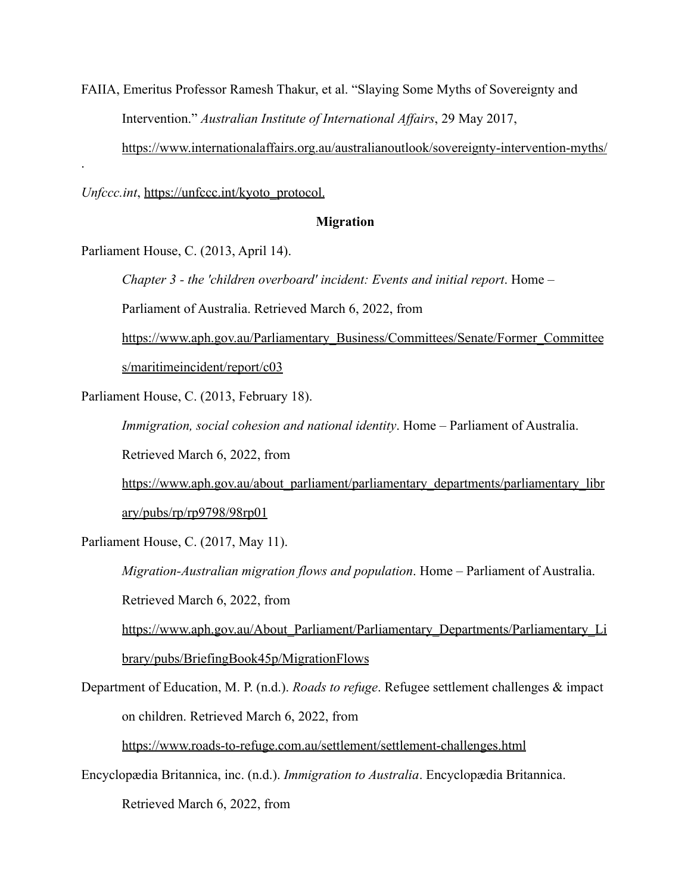FAIIA, Emeritus Professor Ramesh Thakur, et al. "Slaying Some Myths of Sovereignty and Intervention." *Australian Institute of International Affairs*, 29 May 2017, https://www.internationalaffairs.org.au/australianoutlook/sovereignty-intervention-myths/.

*Unfccc.int*, https://unfccc.int/kyoto_protocol.

**Migration**

Parliament House, C. (2013, April 14). *Chapter 3 - the 'children overboard' incident: Events and initial report*. Home – Parliament of Australia. Retrieved March 6, 2022, from https://www.aph.gov.au/Parliamentary_Business/Committees/Senate/Former_Committees/maritimeincident/report/c03

Parliament House, C. (2013, February 18). *Immigration, social cohesion and national identity*. Home – Parliament of Australia. Retrieved March 6, 2022, from https://www.aph.gov.au/about_parliament/parliamentary_departments/parliamentary_library/pubs/rp/rp9798/98rp01

Parliament House, C. (2017, May 11). *Migration-Australian migration flows and population*. Home – Parliament of Australia. Retrieved March 6, 2022, from https://www.aph.gov.au/About_Parliament/Parliamentary_Departments/Parliamentary_Library/pubs/BriefingBook45p/MigrationFlows

Department of Education, M. P. (n.d.). *Roads to refuge*. Refugee settlement challenges & impact on children. Retrieved March 6, 2022, from https://www.roads-to-refuge.com.au/settlement/settlement-challenges.html

Encyclopædia Britannica, inc. (n.d.). *Immigration to Australia*. Encyclopædia Britannica. Retrieved March 6, 2022, from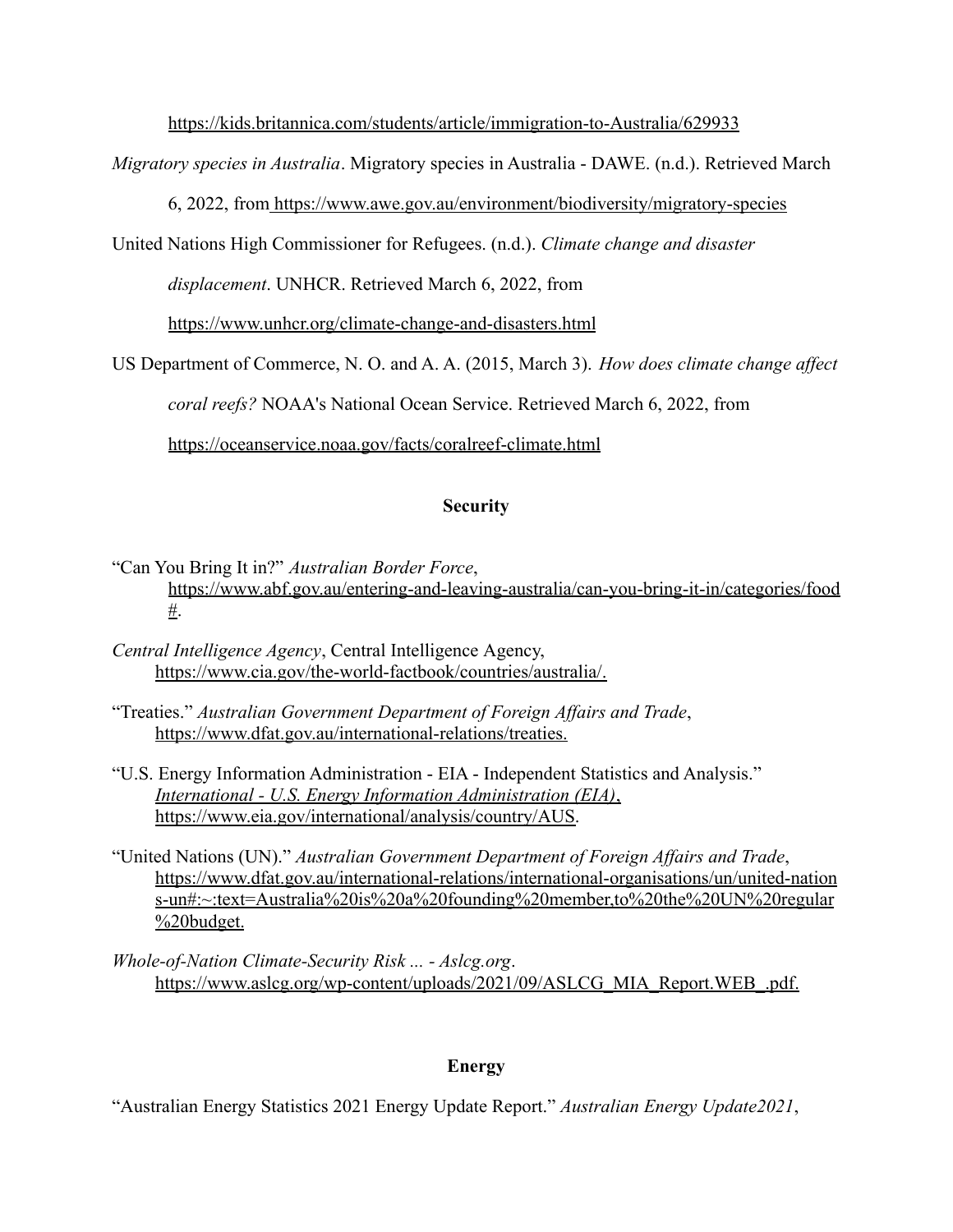https://kids.britannica.com/students/article/immigration-to-Australia/629933

*Migratory species in Australia*. Migratory species in Australia - DAWE. (n.d.). Retrieved March 6, 2022, from https://www.awe.gov.au/environment/biodiversity/migratory-species

United Nations High Commissioner for Refugees. (n.d.). *Climate change and disaster displacement*. UNHCR. Retrieved March 6, 2022, from https://www.unhcr.org/climate-change-and-disasters.html

US Department of Commerce, N. O. and A. A. (2015, March 3). *How does climate change affect coral reefs?* NOAA's National Ocean Service. Retrieved March 6, 2022, from https://oceanservice.noaa.gov/facts/coralreef-climate.html

**Security**

"Can You Bring It in?" *Australian Border Force*, https://www.abf.gov.au/entering-and-leaving-australia/can-you-bring-it-in/categories/food#.

*Central Intelligence Agency*, Central Intelligence Agency, https://www.cia.gov/the-world-factbook/countries/australia/.

"Treaties." *Australian Government Department of Foreign Affairs and Trade*, https://www.dfat.gov.au/international-relations/treaties.

"U.S. Energy Information Administration - EIA - Independent Statistics and Analysis." *International - U.S. Energy Information Administration (EIA)*, https://www.eia.gov/international/analysis/country/AUS.

"United Nations (UN)." *Australian Government Department of Foreign Affairs and Trade*, https://www.dfat.gov.au/international-relations/international-organisations/un/united-nations-un#:~:text=Australia%20is%20a%20founding%20member,to%20the%20UN%20regular%20budget.

*Whole-of-Nation Climate-Security Risk ... - Aslcg.org*. https://www.aslcg.org/wp-content/uploads/2021/09/ASLCG_MIA_Report.WEB_.pdf.

**Energy**

"Australian Energy Statistics 2021 Energy Update Report." *Australian Energy Update2021*,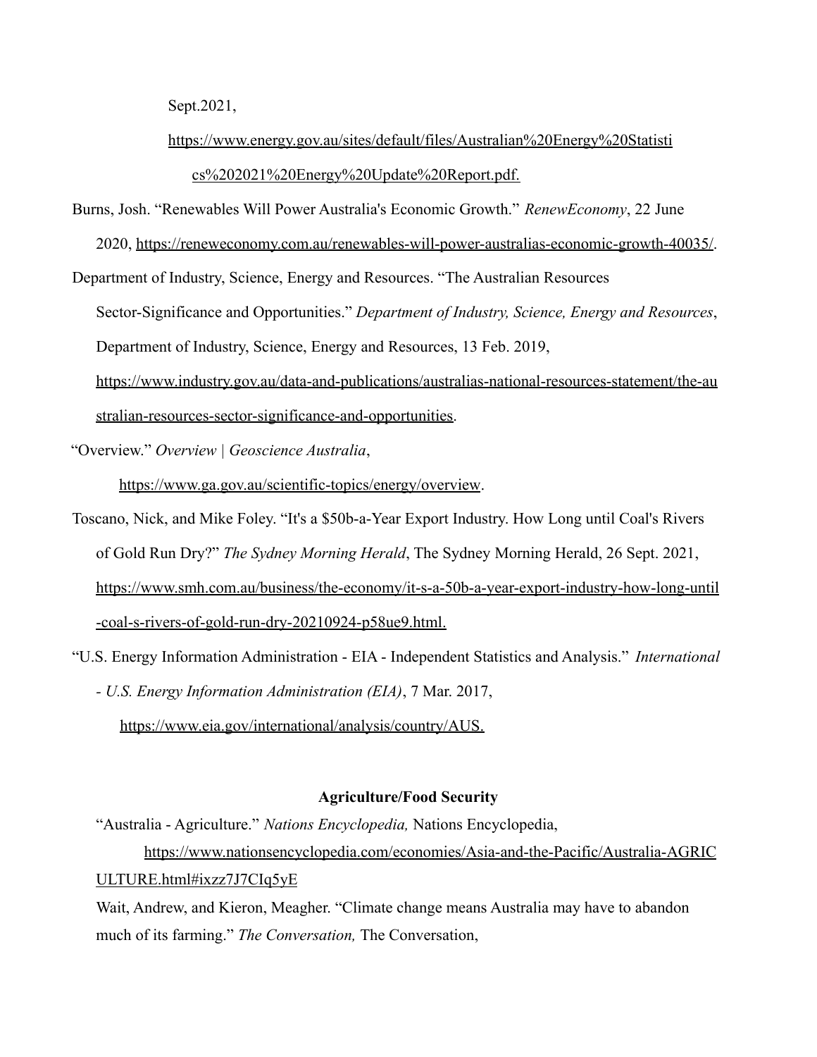Sept.2021, https://www.energy.gov.au/sites/default/files/Australian%20Energy%20Statistics%202021%20Energy%20Update%20Report.pdf.

Burns, Josh. "Renewables Will Power Australia's Economic Growth." *RenewEconomy*, 22 June 2020, https://reneweconomy.com.au/renewables-will-power-australias-economic-growth-40035/.

Department of Industry, Science, Energy and Resources. "The Australian Resources Sector-Significance and Opportunities." *Department of Industry, Science, Energy and Resources*, Department of Industry, Science, Energy and Resources, 13 Feb. 2019, https://www.industry.gov.au/data-and-publications/australias-national-resources-statement/the-australian-resources-sector-significance-and-opportunities.

"Overview." *Overview | Geoscience Australia*, https://www.ga.gov.au/scientific-topics/energy/overview.

Toscano, Nick, and Mike Foley. "It's a $50b-a-Year Export Industry. How Long until Coal's Rivers of Gold Run Dry?" *The Sydney Morning Herald*, The Sydney Morning Herald, 26 Sept. 2021, https://www.smh.com.au/business/the-economy/it-s-a-50b-a-year-export-industry-how-long-until-coal-s-rivers-of-gold-run-dry-20210924-p58ue9.html.

"U.S. Energy Information Administration - EIA - Independent Statistics and Analysis." *International - U.S. Energy Information Administration (EIA)*, 7 Mar. 2017, https://www.eia.gov/international/analysis/country/AUS.

**Agriculture/Food Security**

"Australia - Agriculture." *Nations Encyclopedia,* Nations Encyclopedia, https://www.nationsencyclopedia.com/economies/Asia-and-the-Pacific/Australia-AGRICULTURE.html#ixzz7J7CIq5yE

Wait, Andrew, and Kieron, Meagher. "Climate change means Australia may have to abandon much of its farming." *The Conversation,* The Conversation,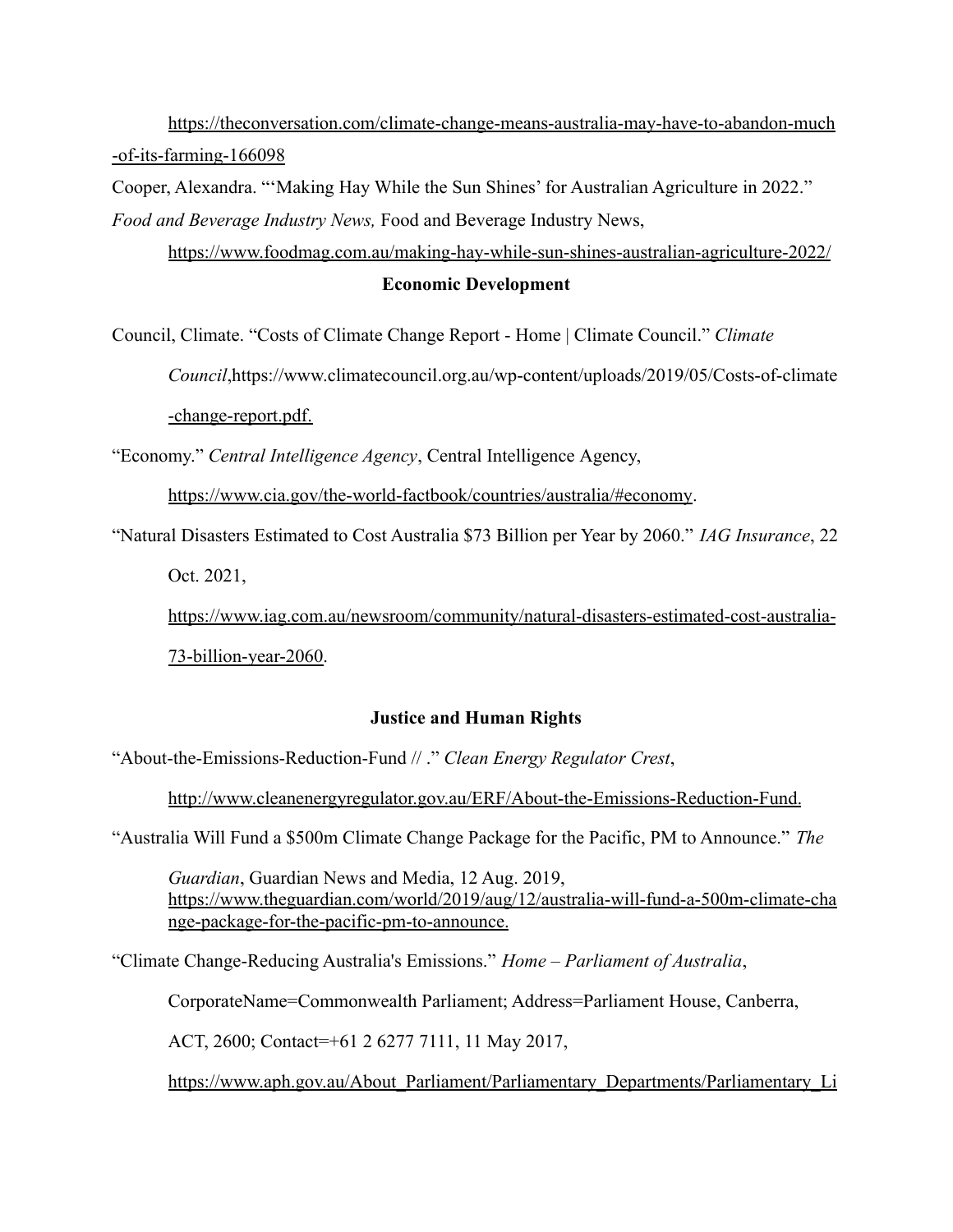https://theconversation.com/climate-change-means-australia-may-have-to-abandon-much-of-its-farming-166098

Cooper, Alexandra. "'Making Hay While the Sun Shines' for Australian Agriculture in 2022." *Food and Beverage Industry News,* Food and Beverage Industry News, https://www.foodmag.com.au/making-hay-while-sun-shines-australian-agriculture-2022/

**Economic Development**

Council, Climate. "Costs of Climate Change Report - Home | Climate Council." *Climate Council*,https://www.climatecouncil.org.au/wp-content/uploads/2019/05/Costs-of-climate-change-report.pdf.

"Economy." *Central Intelligence Agency*, Central Intelligence Agency, https://www.cia.gov/the-world-factbook/countries/australia/#economy.

"Natural Disasters Estimated to Cost Australia $73 Billion per Year by 2060." *IAG Insurance*, 22 Oct. 2021, https://www.iag.com.au/newsroom/community/natural-disasters-estimated-cost-australia-73-billion-year-2060.

**Justice and Human Rights**

"About-the-Emissions-Reduction-Fund // ." *Clean Energy Regulator Crest*, http://www.cleanenergyregulator.gov.au/ERF/About-the-Emissions-Reduction-Fund.

"Australia Will Fund a $500m Climate Change Package for the Pacific, PM to Announce." *The Guardian*, Guardian News and Media, 12 Aug. 2019, https://www.theguardian.com/world/2019/aug/12/australia-will-fund-a-500m-climate-change-package-for-the-pacific-pm-to-announce.

"Climate Change-Reducing Australia's Emissions." *Home – Parliament of Australia*, CorporateName=Commonwealth Parliament; Address=Parliament House, Canberra, ACT, 2600; Contact=+61 2 6277 7111, 11 May 2017, https://www.aph.gov.au/About_Parliament/Parliamentary_Departments/Parliamentary_Li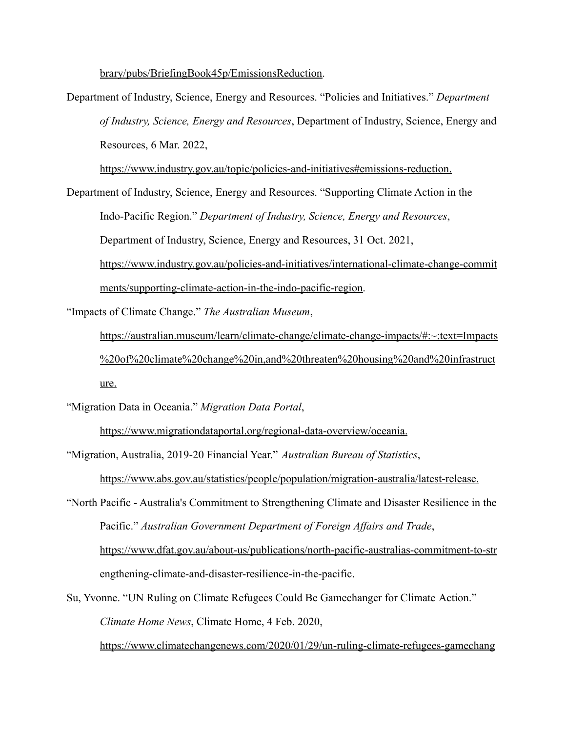brary/pubs/BriefingBook45p/EmissionsReduction.

Department of Industry, Science, Energy and Resources. "Policies and Initiatives." *Department of Industry, Science, Energy and Resources*, Department of Industry, Science, Energy and Resources, 6 Mar. 2022, https://www.industry.gov.au/topic/policies-and-initiatives#emissions-reduction.

Department of Industry, Science, Energy and Resources. "Supporting Climate Action in the Indo-Pacific Region." *Department of Industry, Science, Energy and Resources*, Department of Industry, Science, Energy and Resources, 31 Oct. 2021, https://www.industry.gov.au/policies-and-initiatives/international-climate-change-commitments/supporting-climate-action-in-the-indo-pacific-region.

"Impacts of Climate Change." *The Australian Museum*, https://australian.museum/learn/climate-change/climate-change-impacts/#:~:text=Impacts%20of%20climate%20change%20in,and%20threaten%20housing%20and%20infrastructure.

"Migration Data in Oceania." *Migration Data Portal*, https://www.migrationdataportal.org/regional-data-overview/oceania.

"Migration, Australia, 2019-20 Financial Year." *Australian Bureau of Statistics*, https://www.abs.gov.au/statistics/people/population/migration-australia/latest-release.

"North Pacific - Australia's Commitment to Strengthening Climate and Disaster Resilience in the Pacific." *Australian Government Department of Foreign Affairs and Trade*, https://www.dfat.gov.au/about-us/publications/north-pacific-australias-commitment-to-strengthening-climate-and-disaster-resilience-in-the-pacific.

Su, Yvonne. "UN Ruling on Climate Refugees Could Be Gamechanger for Climate Action." *Climate Home News*, Climate Home, 4 Feb. 2020, https://www.climatechangenews.com/2020/01/29/un-ruling-climate-refugees-gamechang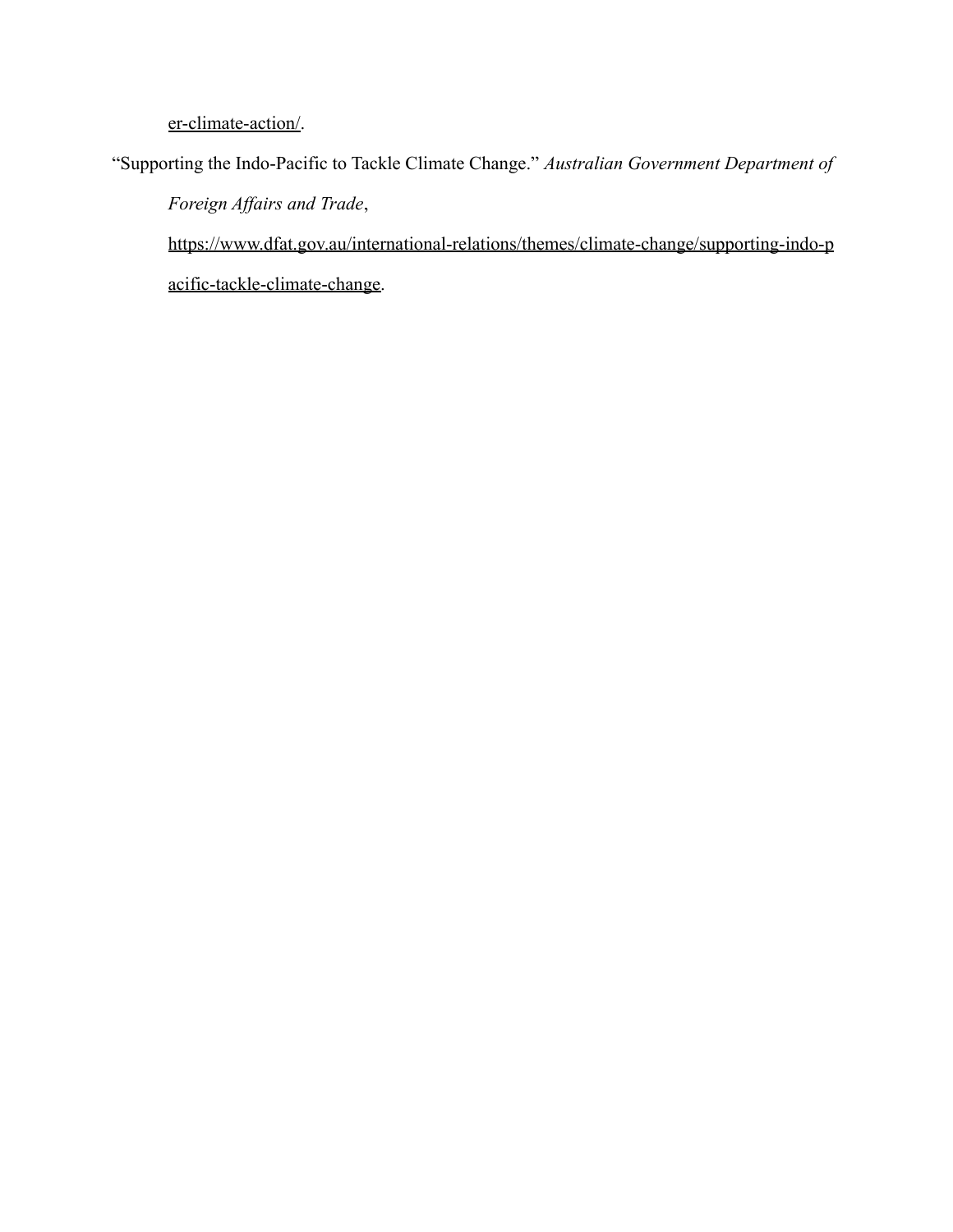er-climate-action/.

"Supporting the Indo-Pacific to Tackle Climate Change." *Australian Government Department of Foreign Affairs and Trade*, https://www.dfat.gov.au/international-relations/themes/climate-change/supporting-indo-pacific-tackle-climate-change.